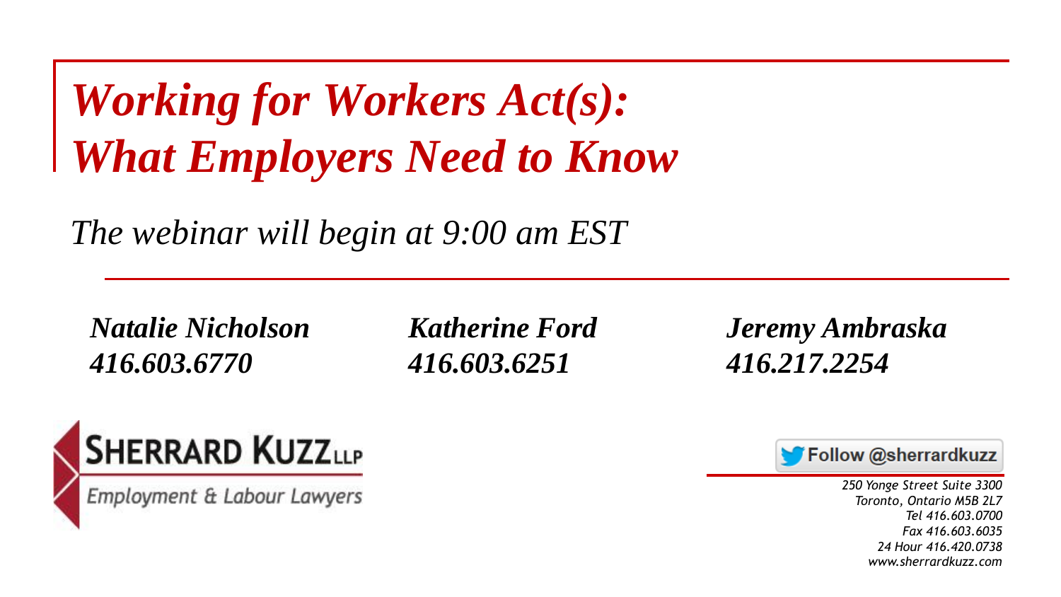# *Working for Workers Act(s): What Employers Need to Know*

*The webinar will begin at 9:00 am EST*

***Natalie Nicholson***
***416.603.6770***

***Katherine Ford***
***416.603.6251***

***Jeremy Ambraska***
***416.217.2254***

SHERRARD KUZZ LLP
Employment & Labour Lawyers

Follow @sherrardkuzz

*250 Yonge Street Suite 3300*
*Toronto, Ontario M5B 2L7*
*Tel 416.603.0700*
*Fax 416.603.6035*
*24 Hour 416.420.0738*
*www.sherrardkuzz.com*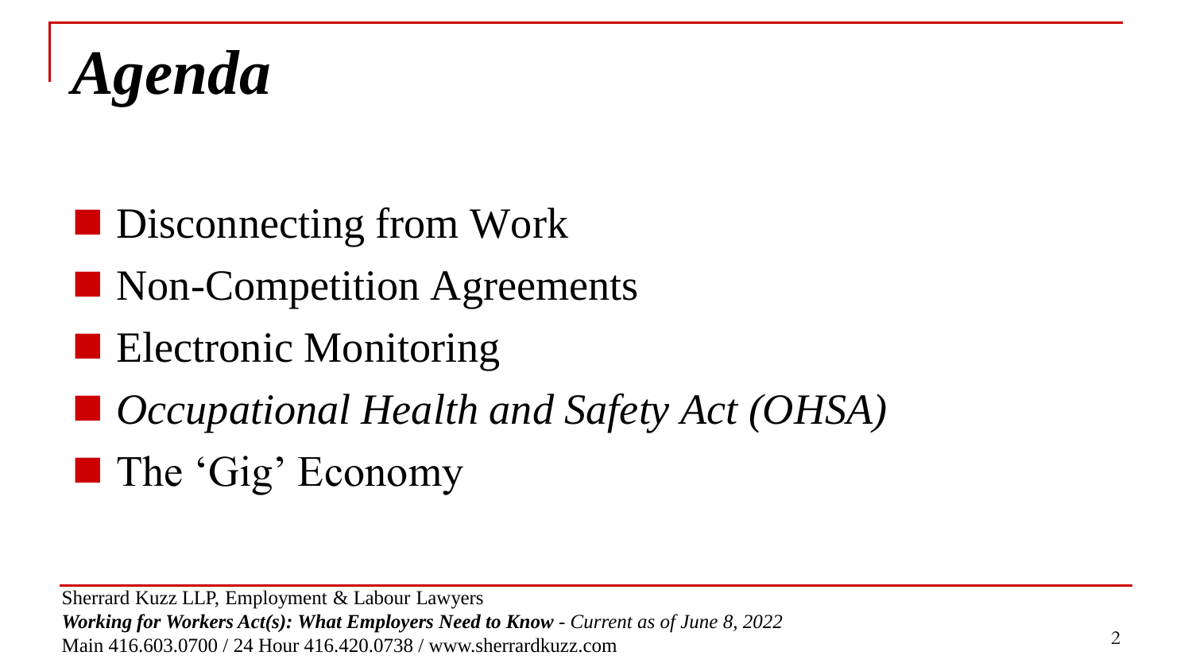# *Agenda*

- Disconnecting from Work
- Non-Competition Agreements
- Electronic Monitoring
- *Occupational Health and Safety Act (OHSA)*
- The 'Gig' Economy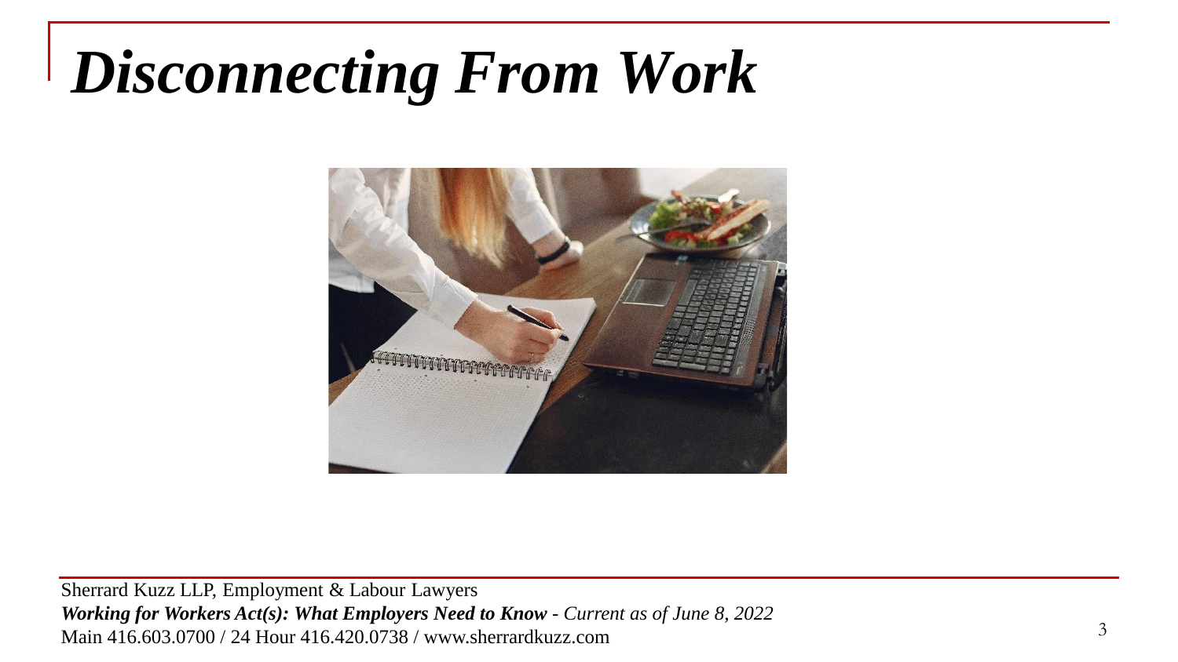# *Disconnecting From Work*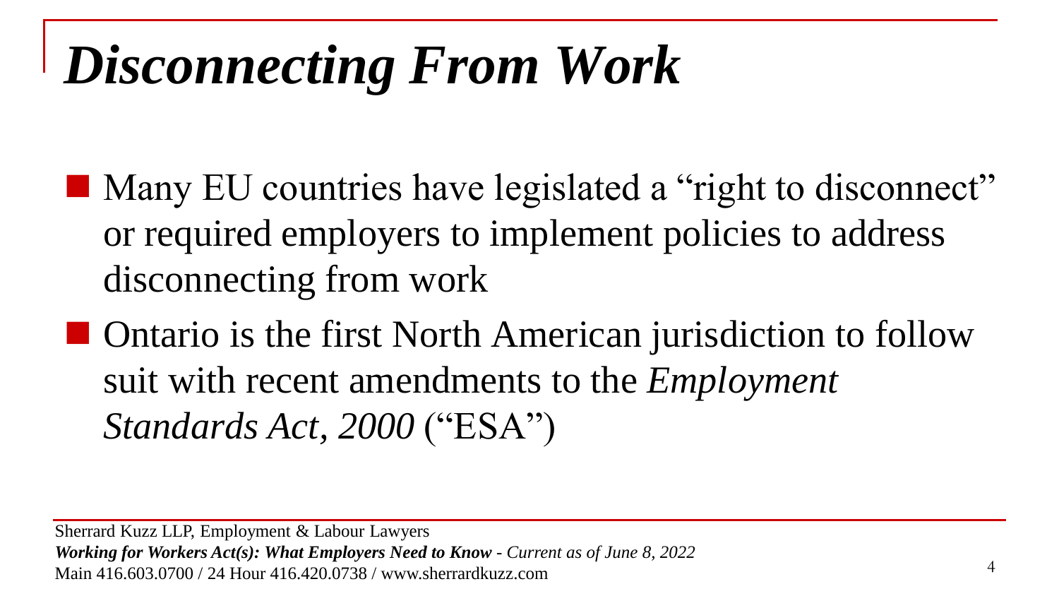# *Disconnecting From Work*

- Many EU countries have legislated a "right to disconnect" or required employers to implement policies to address disconnecting from work
- Ontario is the first North American jurisdiction to follow suit with recent amendments to the *Employment Standards Act, 2000* ("ESA")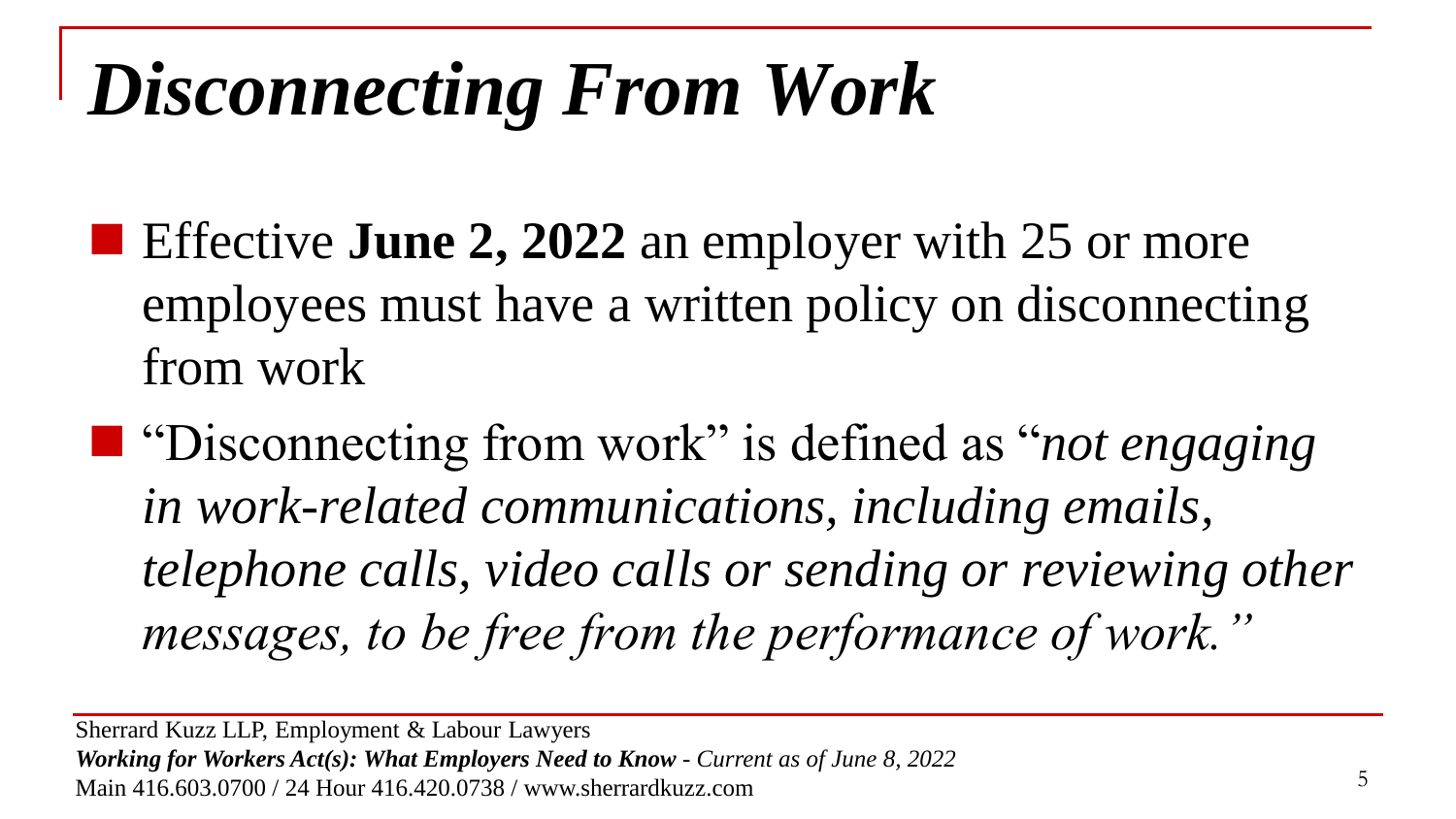# *Disconnecting From Work*

- Effective **June 2, 2022** an employer with 25 or more employees must have a written policy on disconnecting from work
- "Disconnecting from work" is defined as "*not engaging in work-related communications, including emails, telephone calls, video calls or sending or reviewing other messages, to be free from the performance of work.*"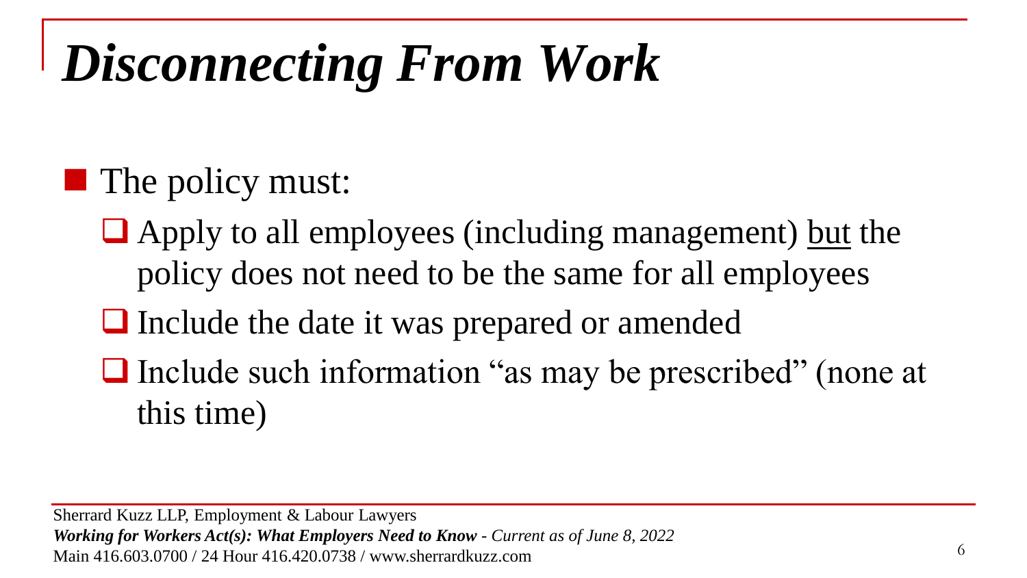# *Disconnecting From Work*

- The policy must:
  - Apply to all employees (including management) <u>but</u> the policy does not need to be the same for all employees
  - Include the date it was prepared or amended
  - Include such information "as may be prescribed" (none at this time)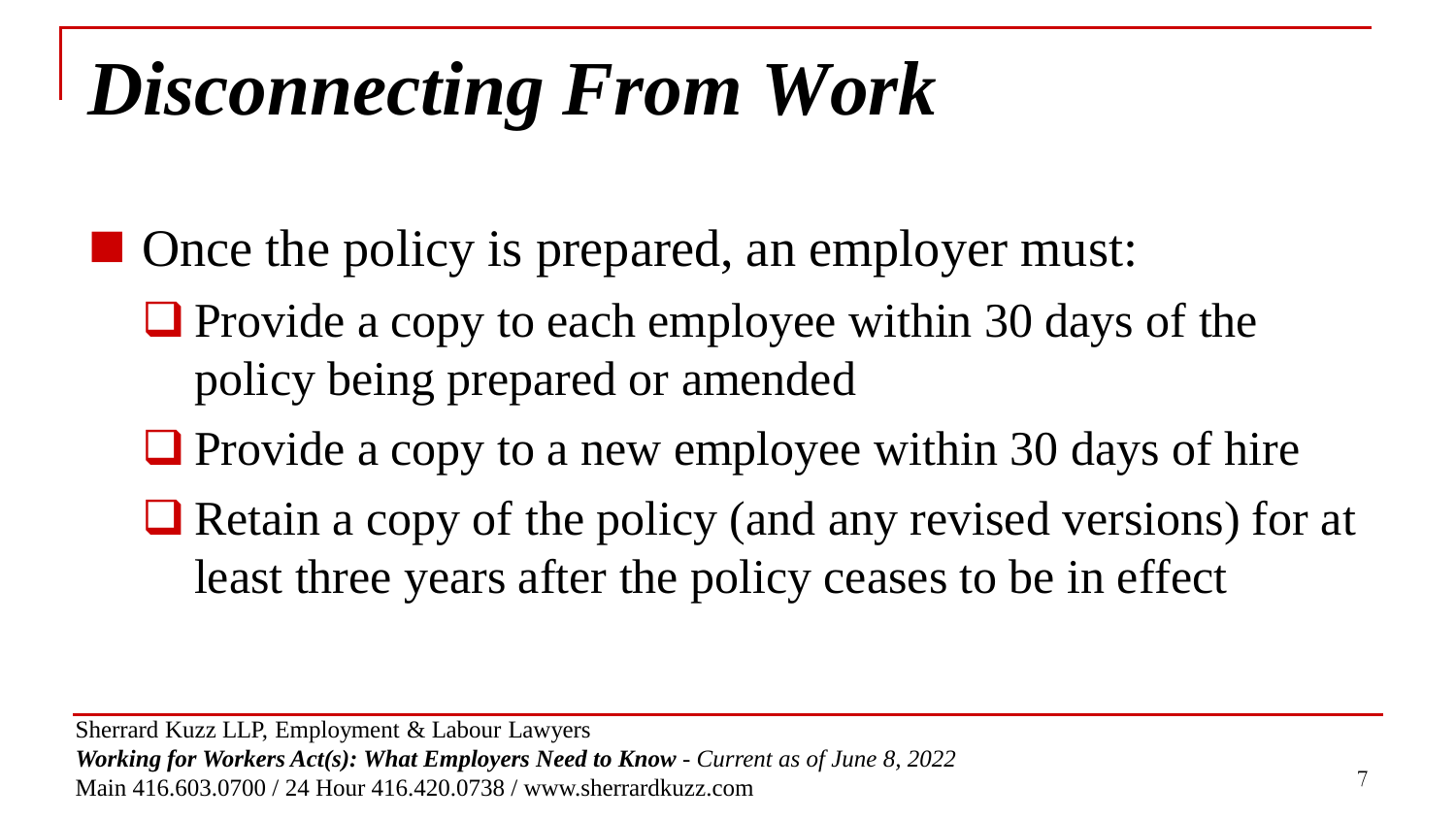# *Disconnecting From Work*

- Once the policy is prepared, an employer must:
  - Provide a copy to each employee within 30 days of the policy being prepared or amended
  - Provide a copy to a new employee within 30 days of hire
  - Retain a copy of the policy (and any revised versions) for at least three years after the policy ceases to be in effect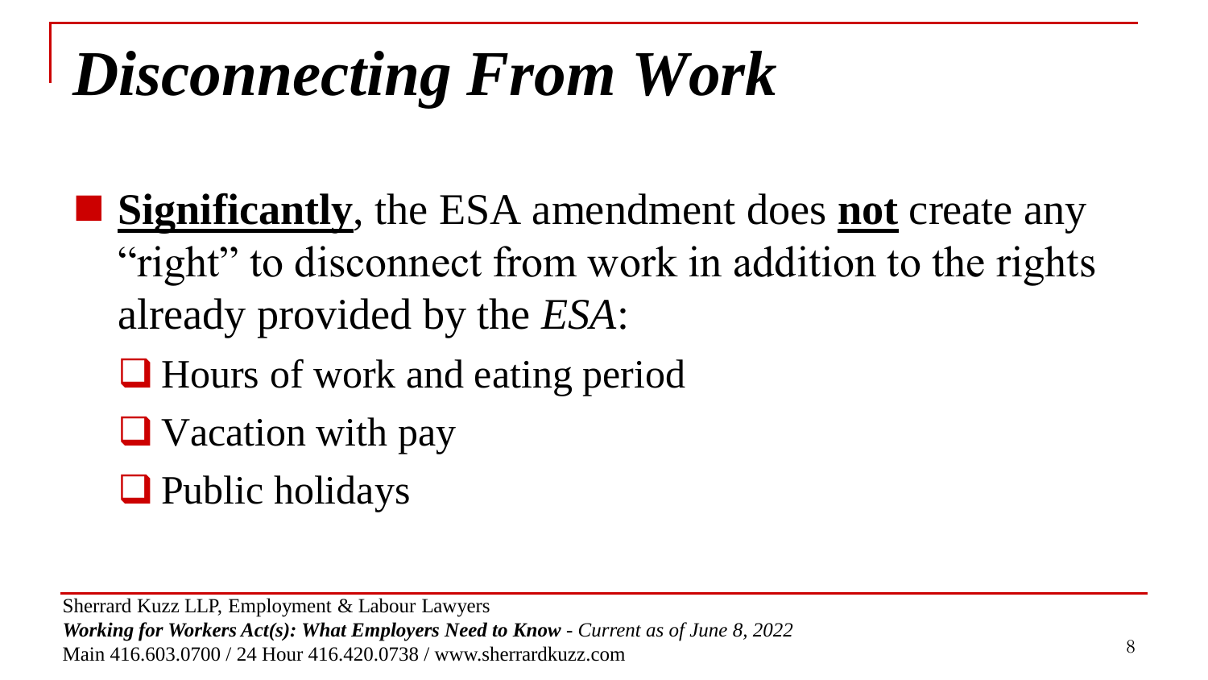# *Disconnecting From Work*

- **Significantly**, the ESA amendment does **not** create any "right" to disconnect from work in addition to the rights already provided by the *ESA*:
  - Hours of work and eating period
  - Vacation with pay
  - Public holidays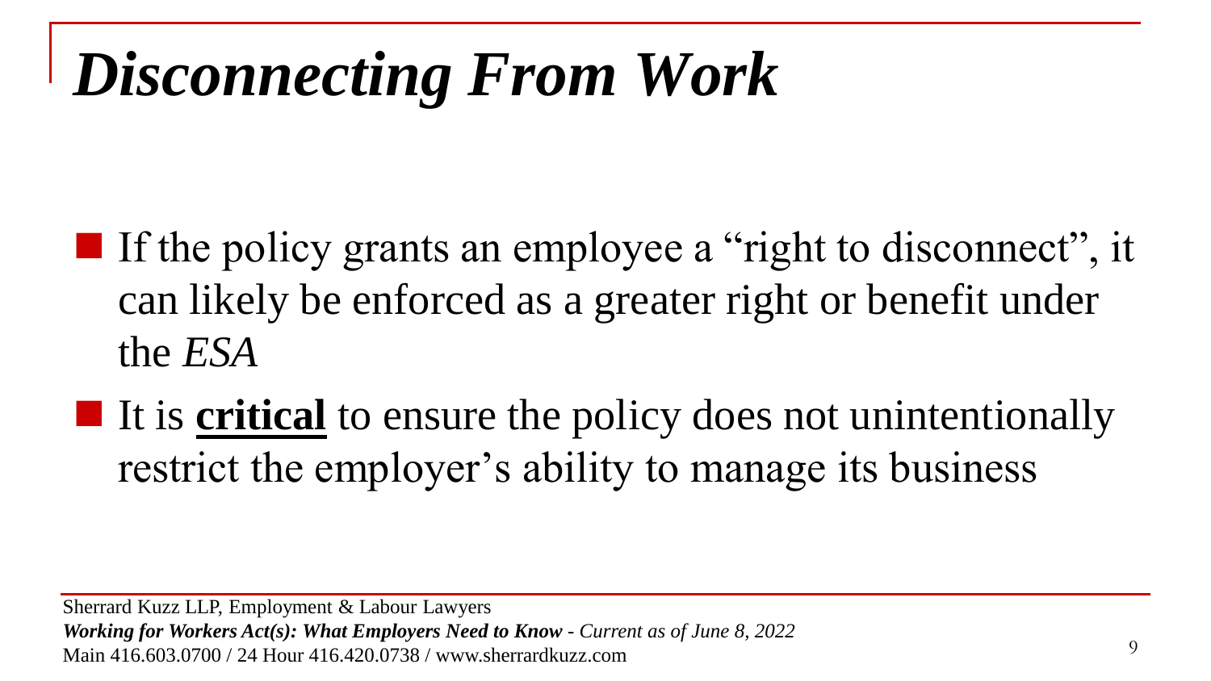# *Disconnecting From Work*

- If the policy grants an employee a "right to disconnect", it can likely be enforced as a greater right or benefit under the *ESA*
- It is **<u>critical</u>** to ensure the policy does not unintentionally restrict the employer's ability to manage its business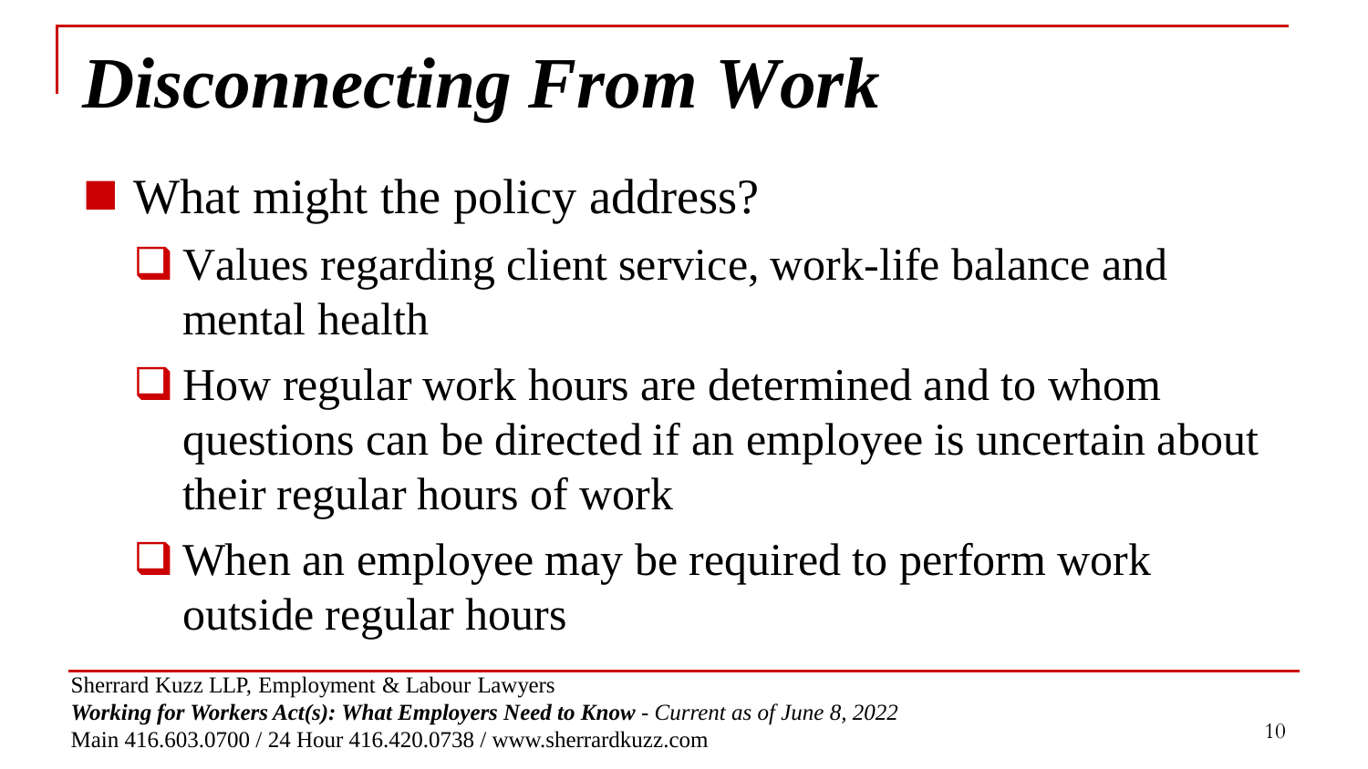# *Disconnecting From Work*

- What might the policy address?
  - Values regarding client service, work-life balance and mental health
  - How regular work hours are determined and to whom questions can be directed if an employee is uncertain about their regular hours of work
  - When an employee may be required to perform work outside regular hours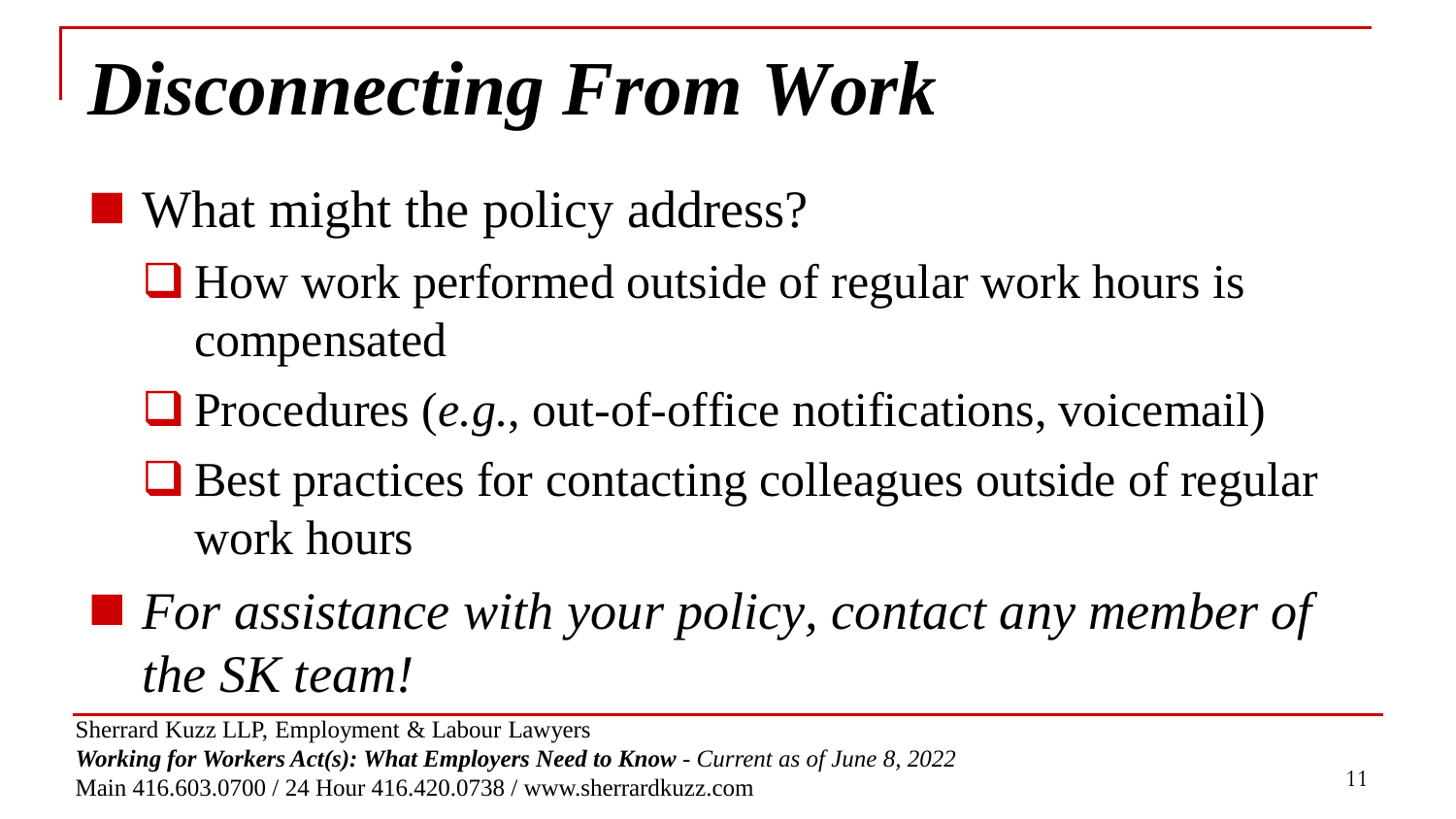# *Disconnecting From Work*

- What might the policy address?
  - How work performed outside of regular work hours is compensated
  - Procedures (*e.g.*, out-of-office notifications, voicemail)
  - Best practices for contacting colleagues outside of regular work hours
- *For assistance with your policy, contact any member of the SK team!*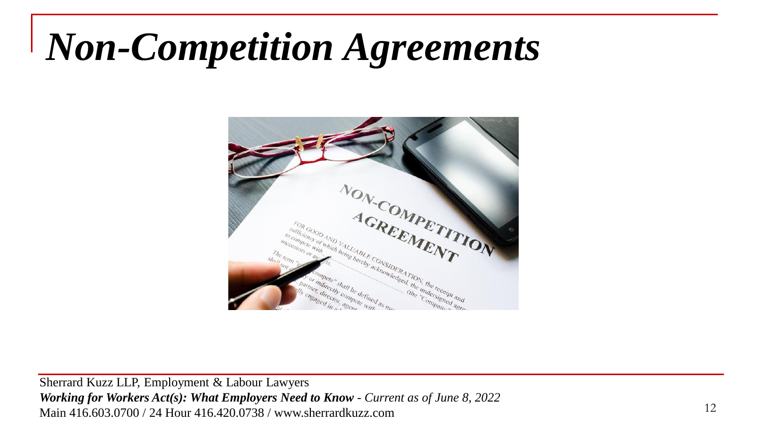# *Non-Competition Agreements*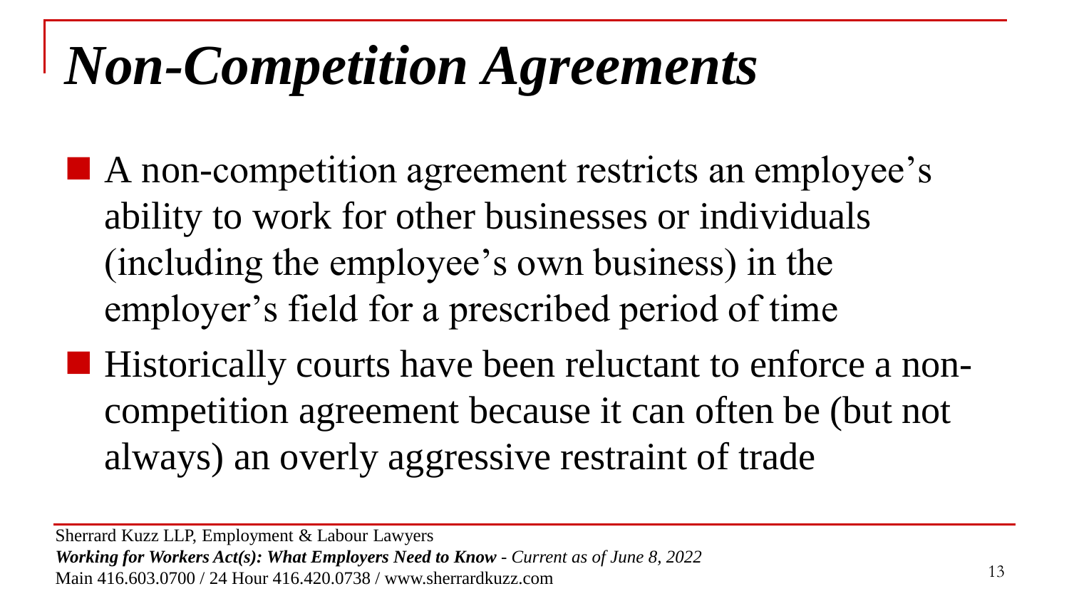# *Non-Competition Agreements*

- A non-competition agreement restricts an employee's ability to work for other businesses or individuals (including the employee's own business) in the employer's field for a prescribed period of time
- Historically courts have been reluctant to enforce a non-competition agreement because it can often be (but not always) an overly aggressive restraint of trade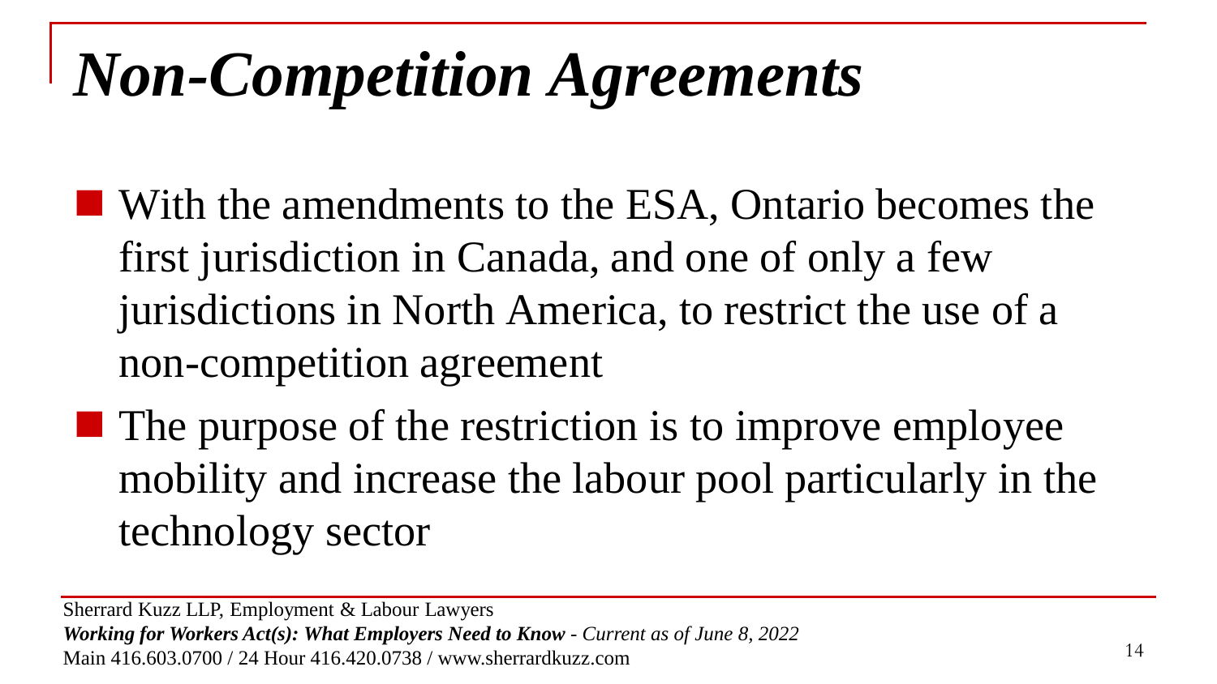# *Non-Competition Agreements*

- With the amendments to the ESA, Ontario becomes the first jurisdiction in Canada, and one of only a few jurisdictions in North America, to restrict the use of a non-competition agreement
- The purpose of the restriction is to improve employee mobility and increase the labour pool particularly in the technology sector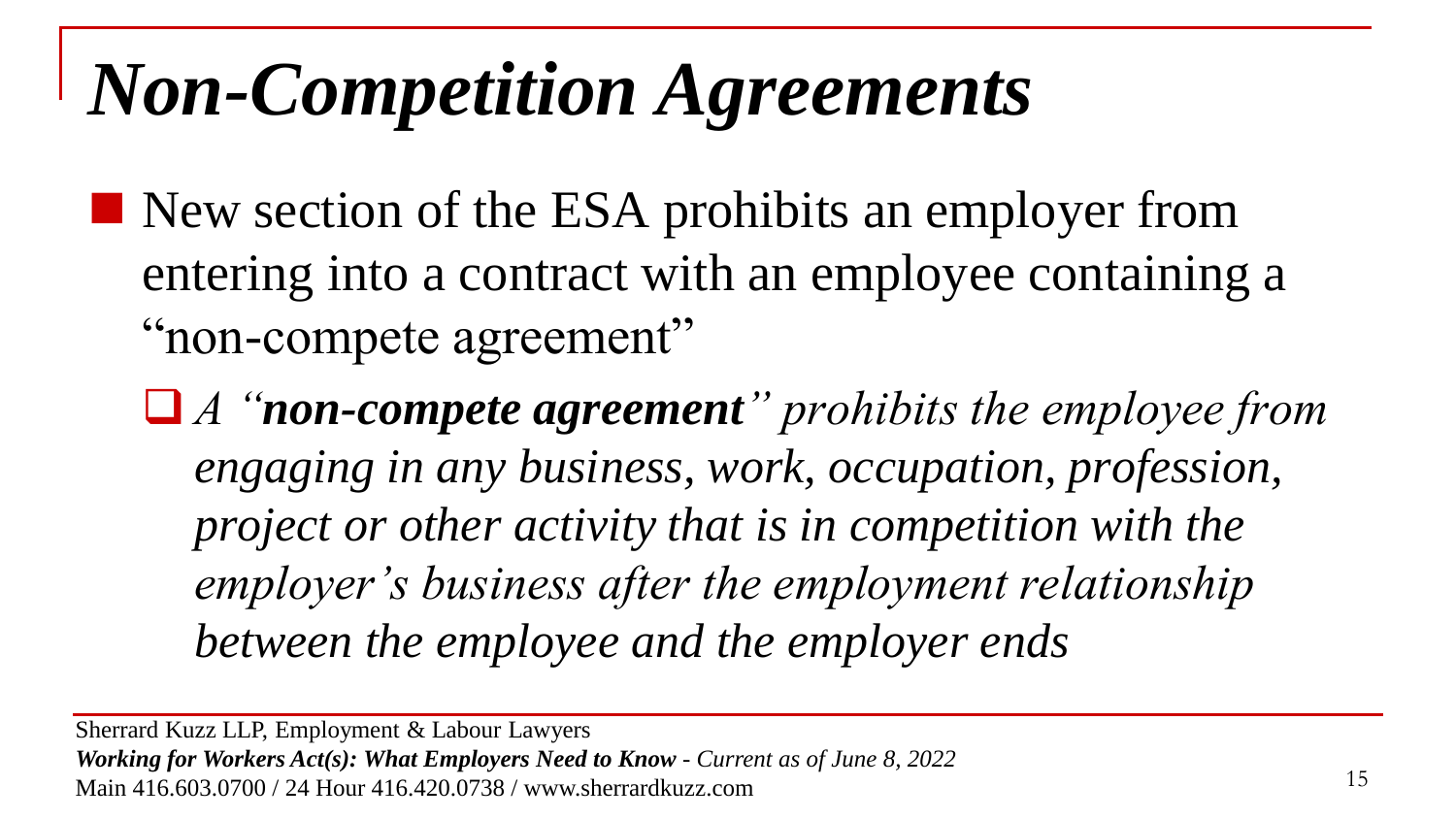# *Non-Competition Agreements*

- New section of the ESA prohibits an employer from entering into a contract with an employee containing a "non-compete agreement"
  - *A "**non-compete agreement**" prohibits the employee from engaging in any business, work, occupation, profession, project or other activity that is in competition with the employer's business after the employment relationship between the employee and the employer ends*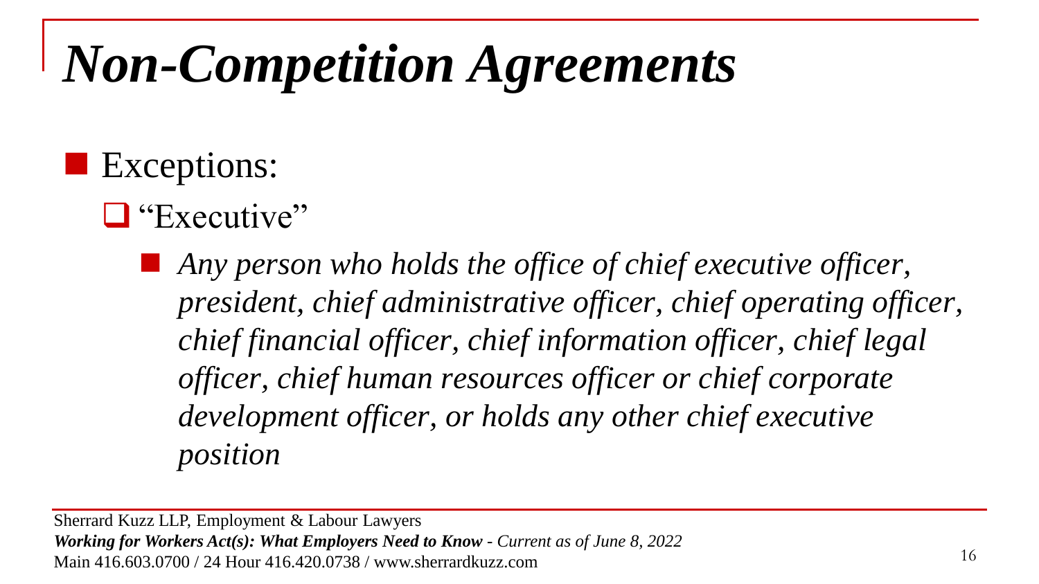# *Non-Competition Agreements*

- Exceptions:
  - "Executive"
    - *Any person who holds the office of chief executive officer, president, chief administrative officer, chief operating officer, chief financial officer, chief information officer, chief legal officer, chief human resources officer or chief corporate development officer, or holds any other chief executive position*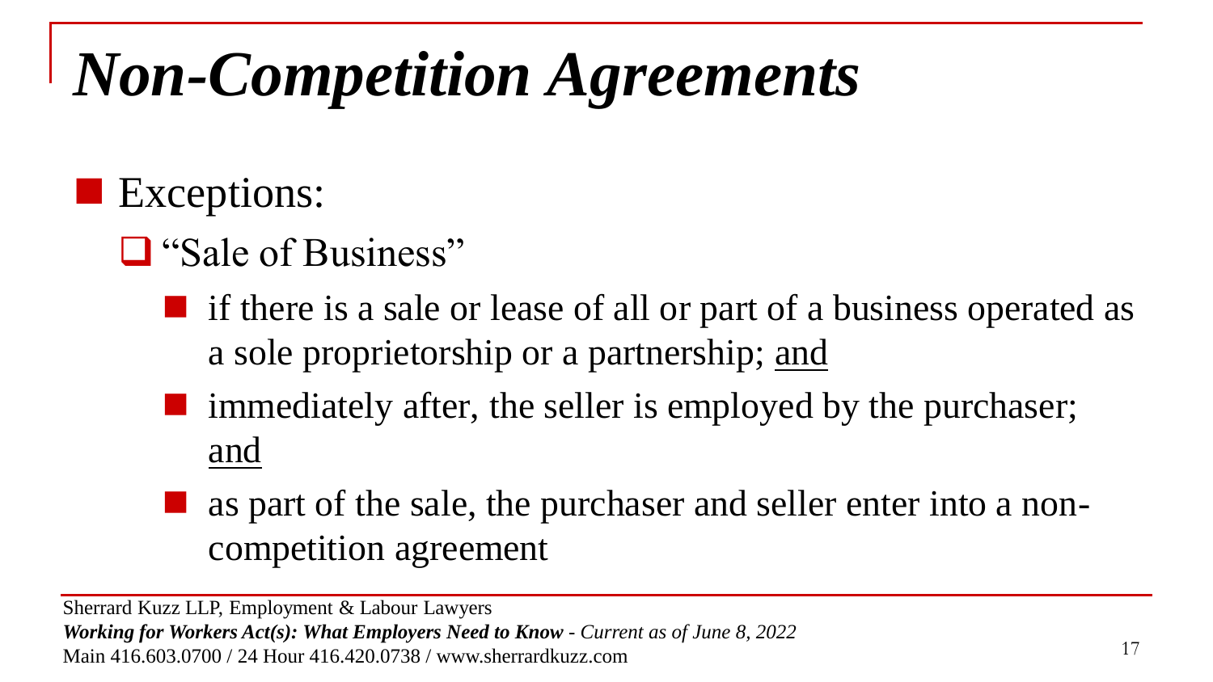# *Non-Competition Agreements*

- Exceptions:
  - "Sale of Business"
    - if there is a sale or lease of all or part of a business operated as a sole proprietorship or a partnership; and
    - immediately after, the seller is employed by the purchaser; and
    - as part of the sale, the purchaser and seller enter into a non-competition agreement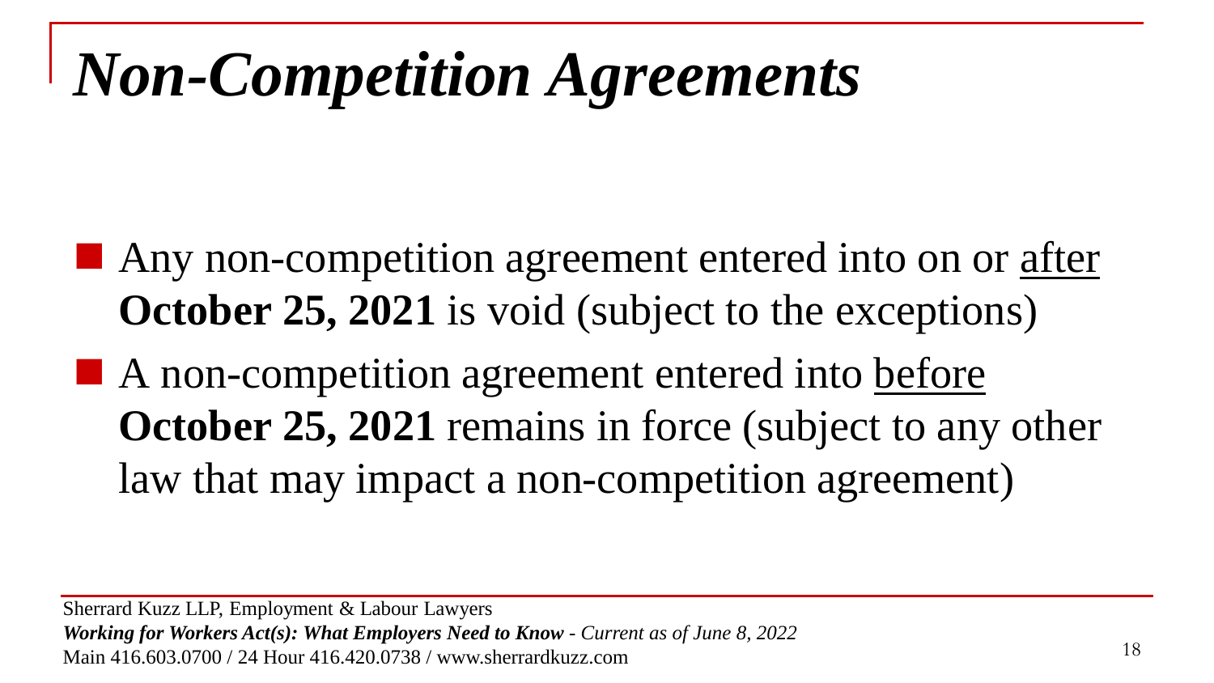# *Non-Competition Agreements*

- Any non-competition agreement entered into on or after **October 25, 2021** is void (subject to the exceptions)
- A non-competition agreement entered into before **October 25, 2021** remains in force (subject to any other law that may impact a non-competition agreement)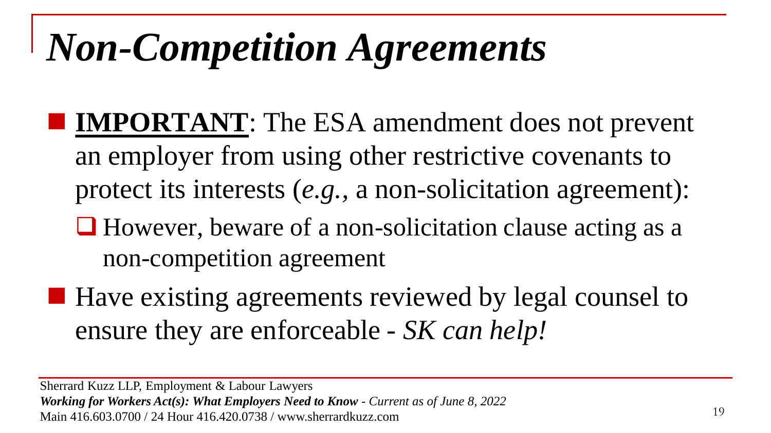# *Non-Competition Agreements*

- **<u>IMPORTANT</u>**: The ESA amendment does not prevent an employer from using other restrictive covenants to protect its interests (*e.g.*, a non-solicitation agreement):
  - However, beware of a non-solicitation clause acting as a non-competition agreement
- Have existing agreements reviewed by legal counsel to ensure they are enforceable - *SK can help!*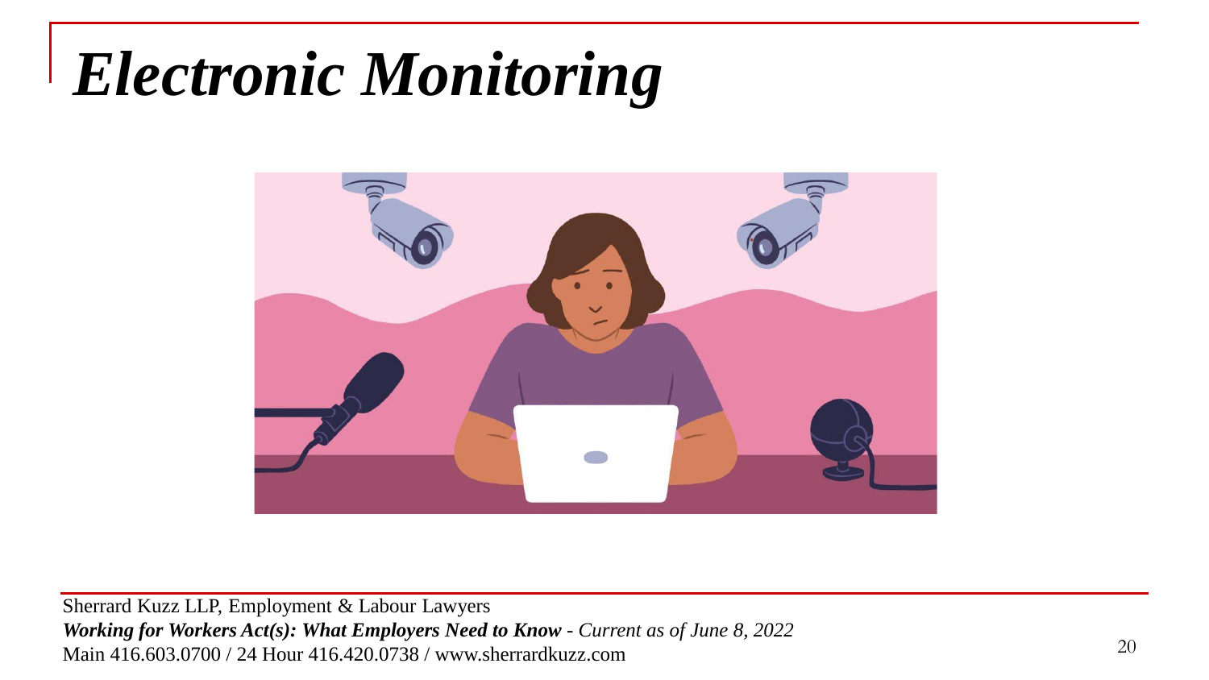# *Electronic Monitoring*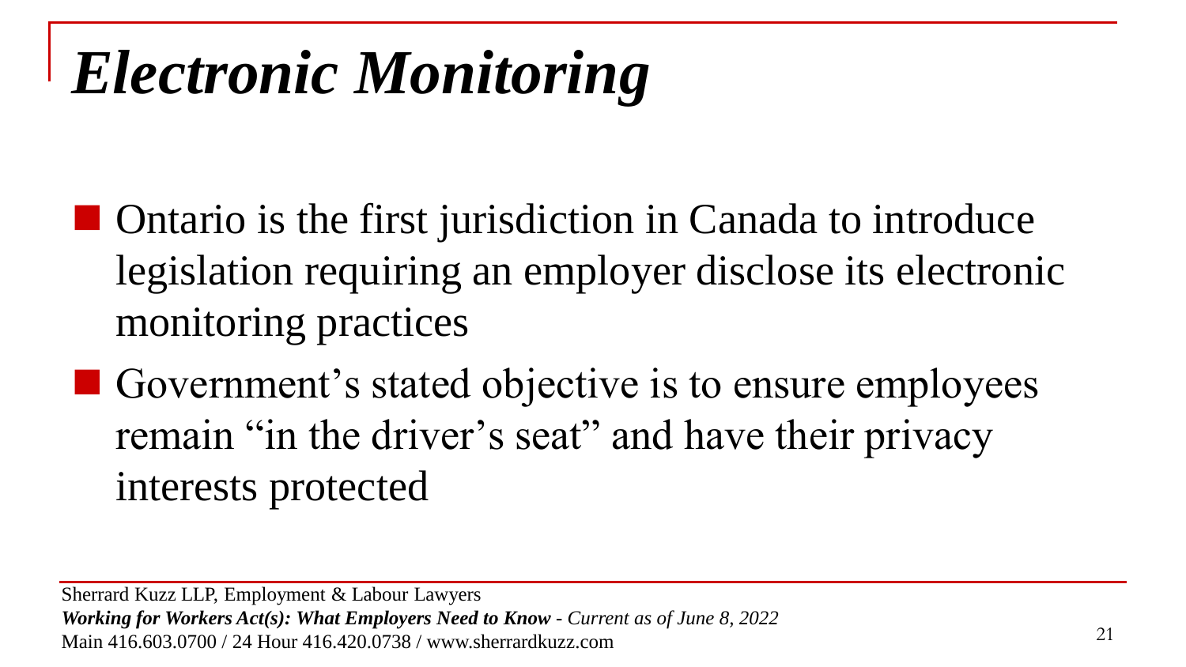# *Electronic Monitoring*

- Ontario is the first jurisdiction in Canada to introduce legislation requiring an employer disclose its electronic monitoring practices
- Government's stated objective is to ensure employees remain "in the driver's seat" and have their privacy interests protected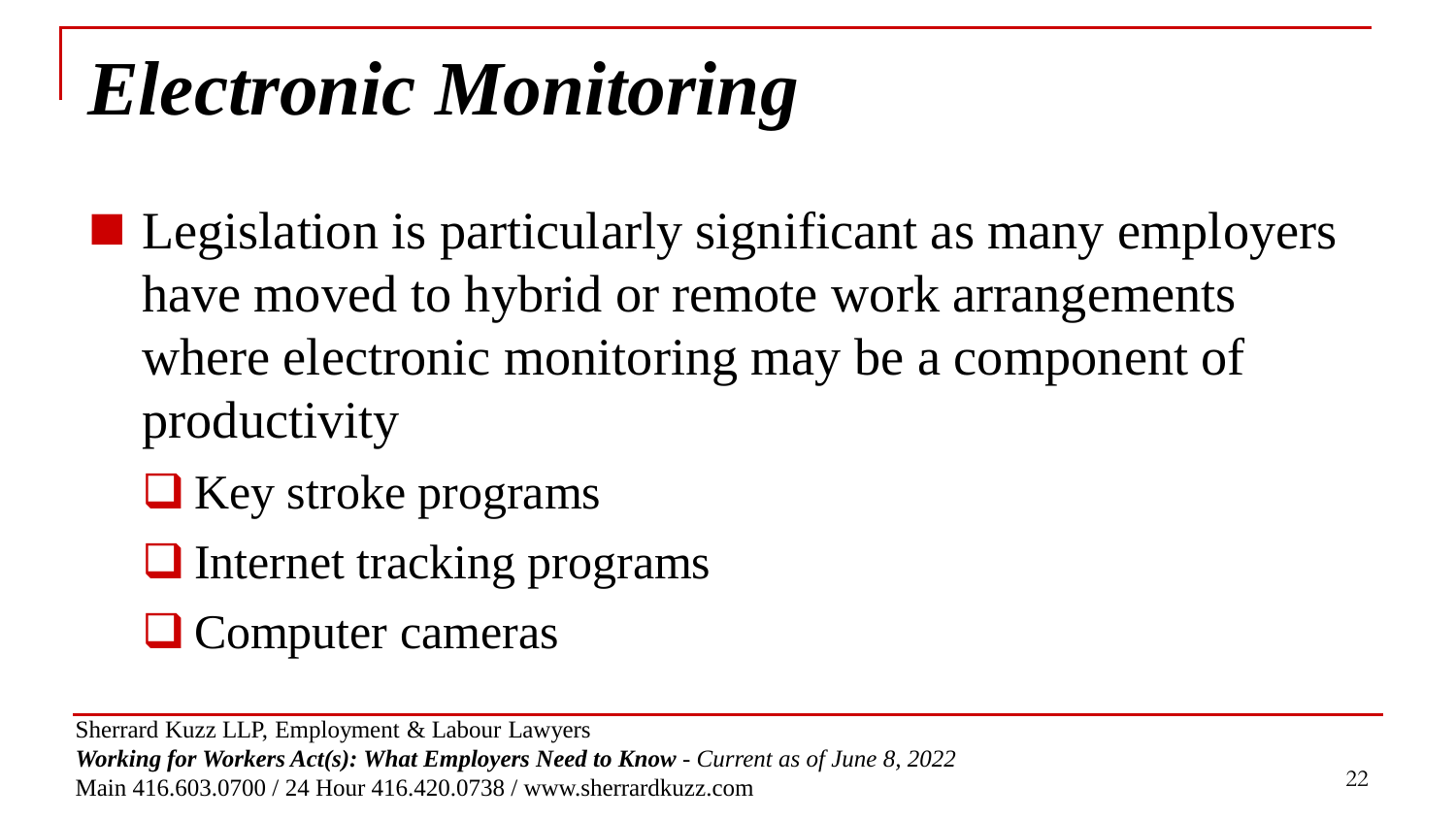# *Electronic Monitoring*

- Legislation is particularly significant as many employers have moved to hybrid or remote work arrangements where electronic monitoring may be a component of productivity
  - Key stroke programs
  - Internet tracking programs
  - Computer cameras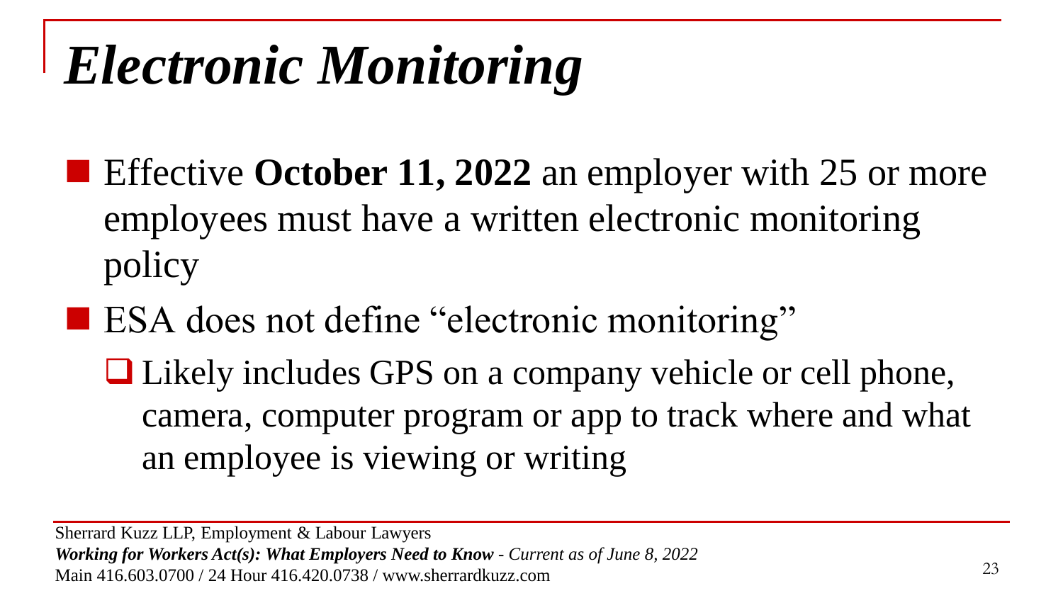# *Electronic Monitoring*

- Effective **October 11, 2022** an employer with 25 or more employees must have a written electronic monitoring policy
- ESA does not define "electronic monitoring"
  - Likely includes GPS on a company vehicle or cell phone, camera, computer program or app to track where and what an employee is viewing or writing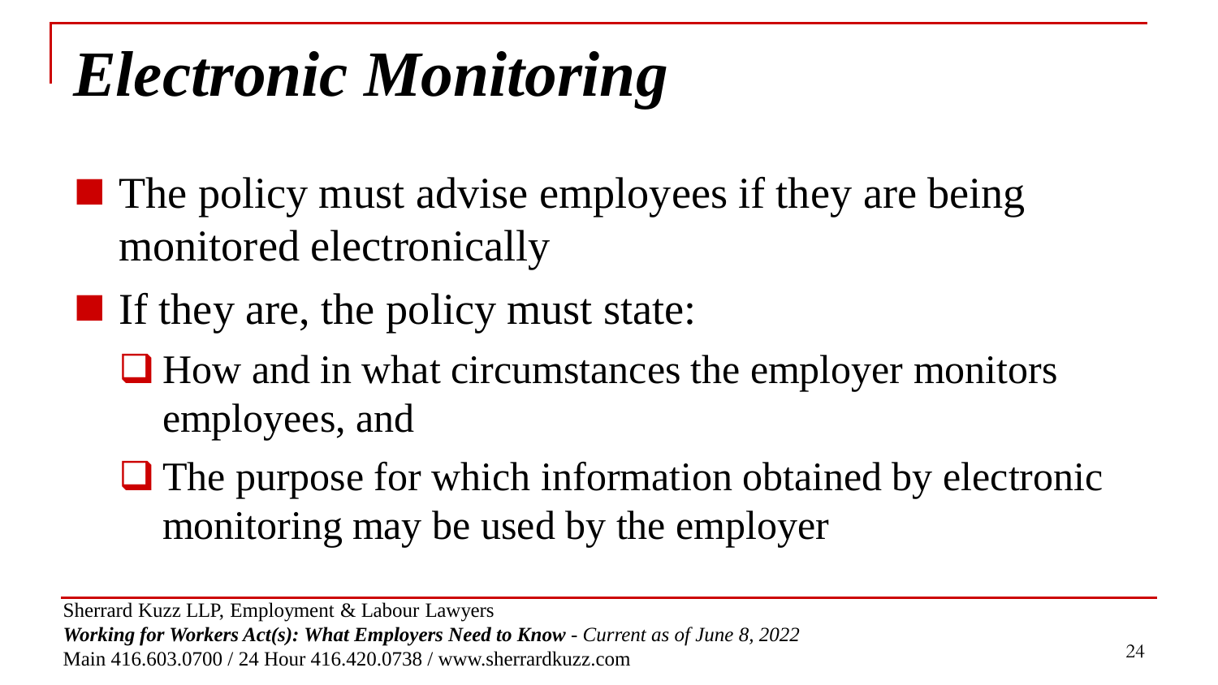# *Electronic Monitoring*

- The policy must advise employees if they are being monitored electronically
- If they are, the policy must state:
  - How and in what circumstances the employer monitors employees, and
  - The purpose for which information obtained by electronic monitoring may be used by the employer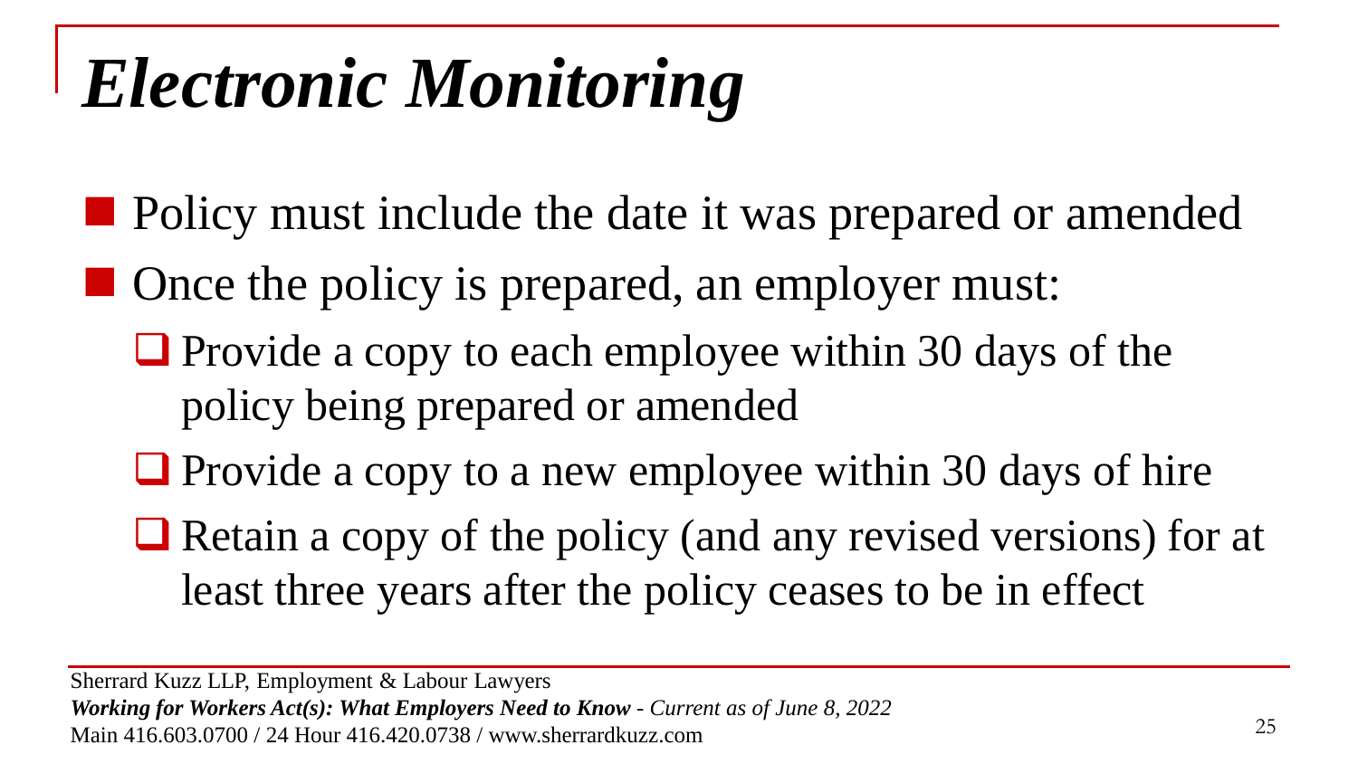# *Electronic Monitoring*

- Policy must include the date it was prepared or amended
- Once the policy is prepared, an employer must:
  - Provide a copy to each employee within 30 days of the policy being prepared or amended
  - Provide a copy to a new employee within 30 days of hire
  - Retain a copy of the policy (and any revised versions) for at least three years after the policy ceases to be in effect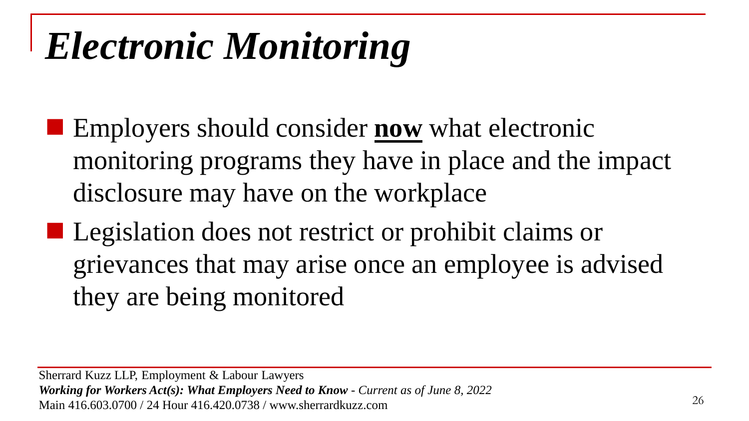# *Electronic Monitoring*

- Employers should consider **now** what electronic monitoring programs they have in place and the impact disclosure may have on the workplace
- Legislation does not restrict or prohibit claims or grievances that may arise once an employee is advised they are being monitored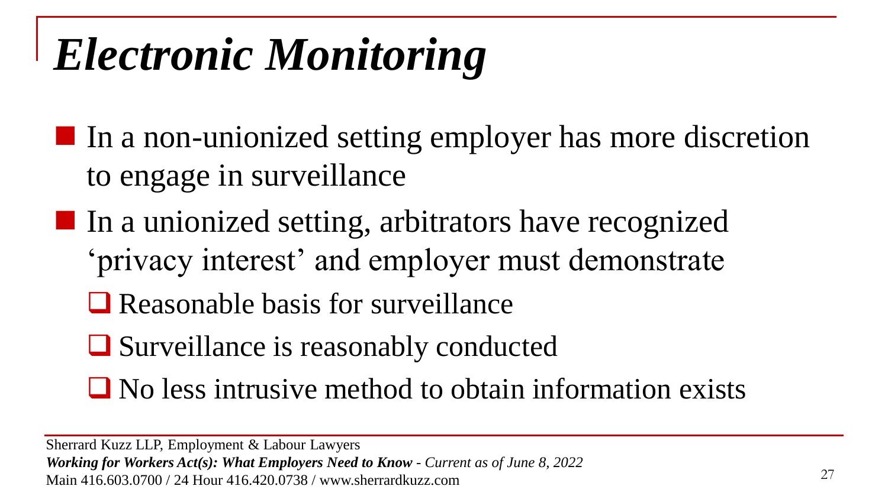# *Electronic Monitoring*

- In a non-unionized setting employer has more discretion to engage in surveillance
- In a unionized setting, arbitrators have recognized 'privacy interest' and employer must demonstrate
  - Reasonable basis for surveillance
  - Surveillance is reasonably conducted
  - No less intrusive method to obtain information exists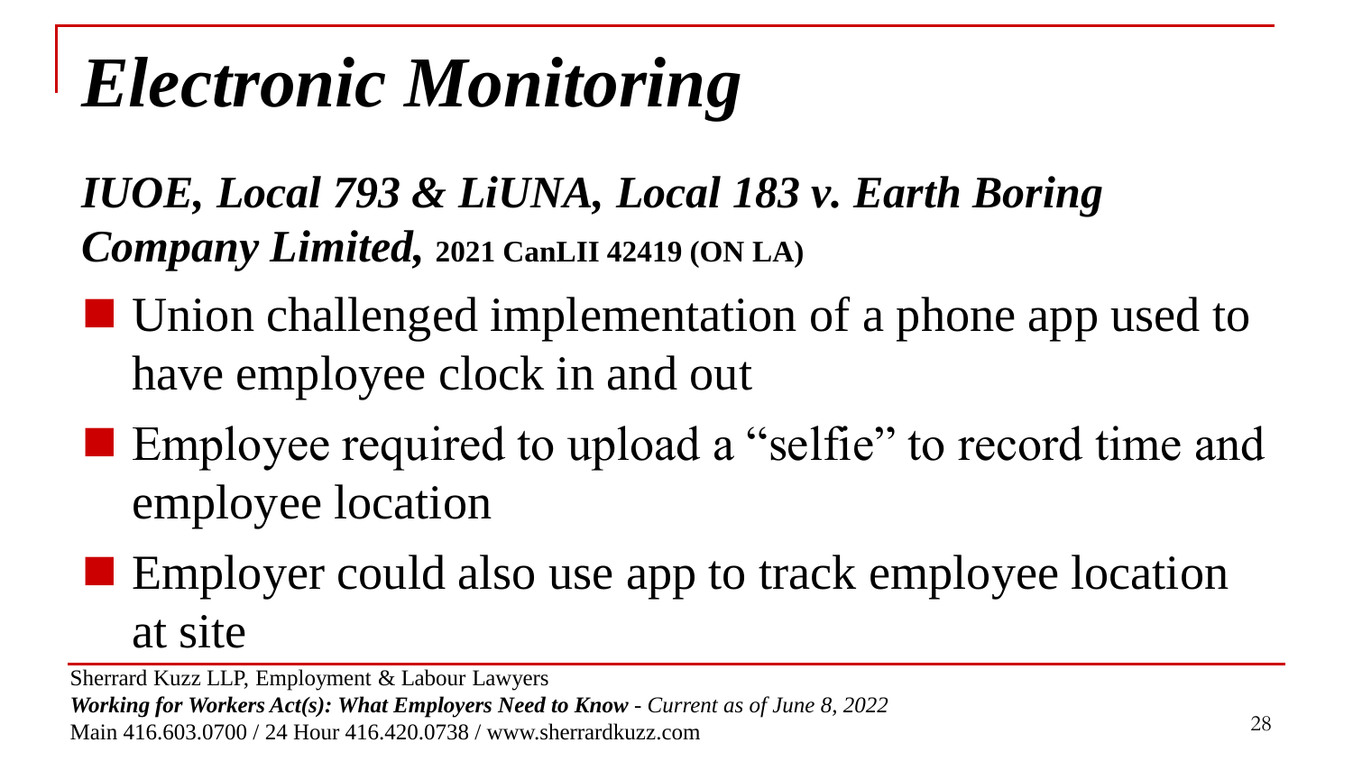# *Electronic Monitoring*

***IUOE, Local 793 & LiUNA, Local 183 v. Earth Boring Company Limited,*** **2021 CanLII 42419 (ON LA)**

- Union challenged implementation of a phone app used to have employee clock in and out
- Employee required to upload a "selfie" to record time and employee location
- Employer could also use app to track employee location at site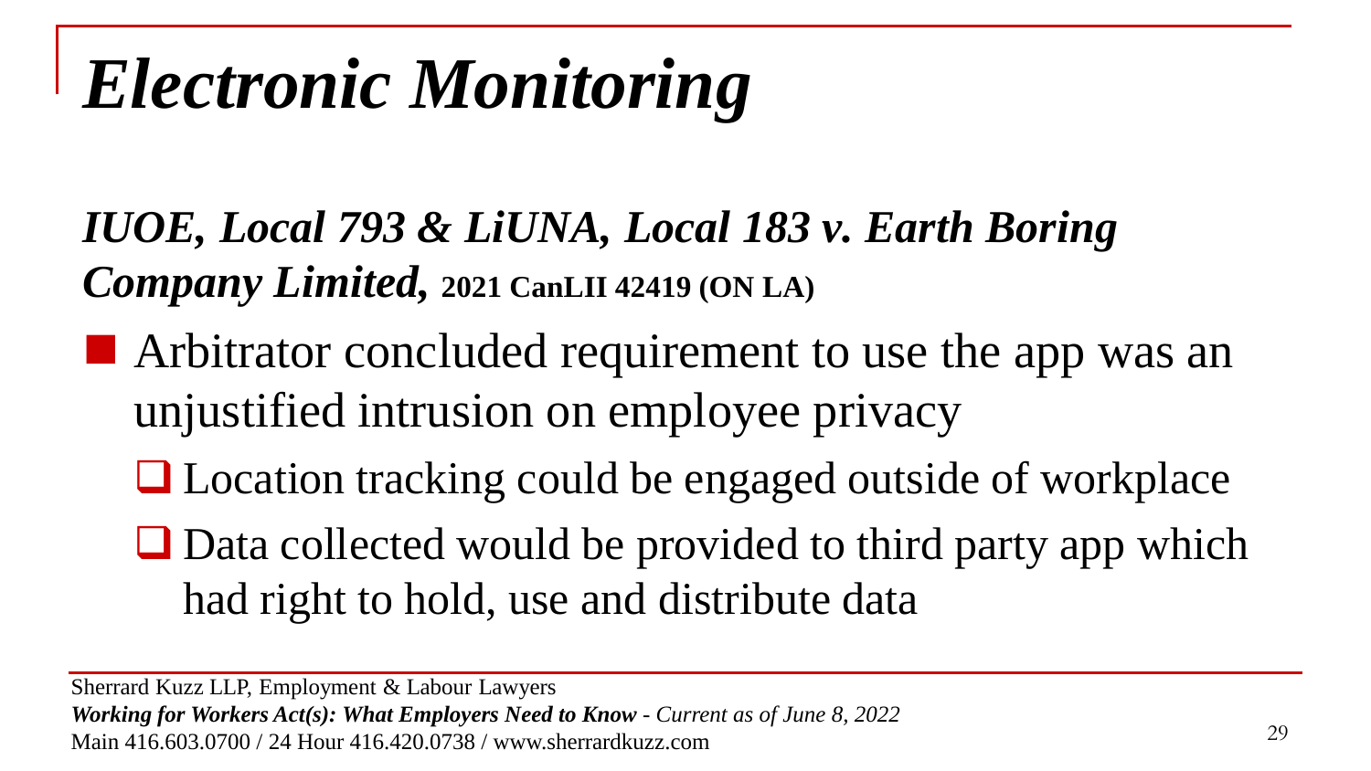# *Electronic Monitoring*

***IUOE, Local 793 & LiUNA, Local 183 v. Earth Boring Company Limited,*** **2021 CanLII 42419 (ON LA)**

- Arbitrator concluded requirement to use the app was an unjustified intrusion on employee privacy
  - Location tracking could be engaged outside of workplace
  - Data collected would be provided to third party app which had right to hold, use and distribute data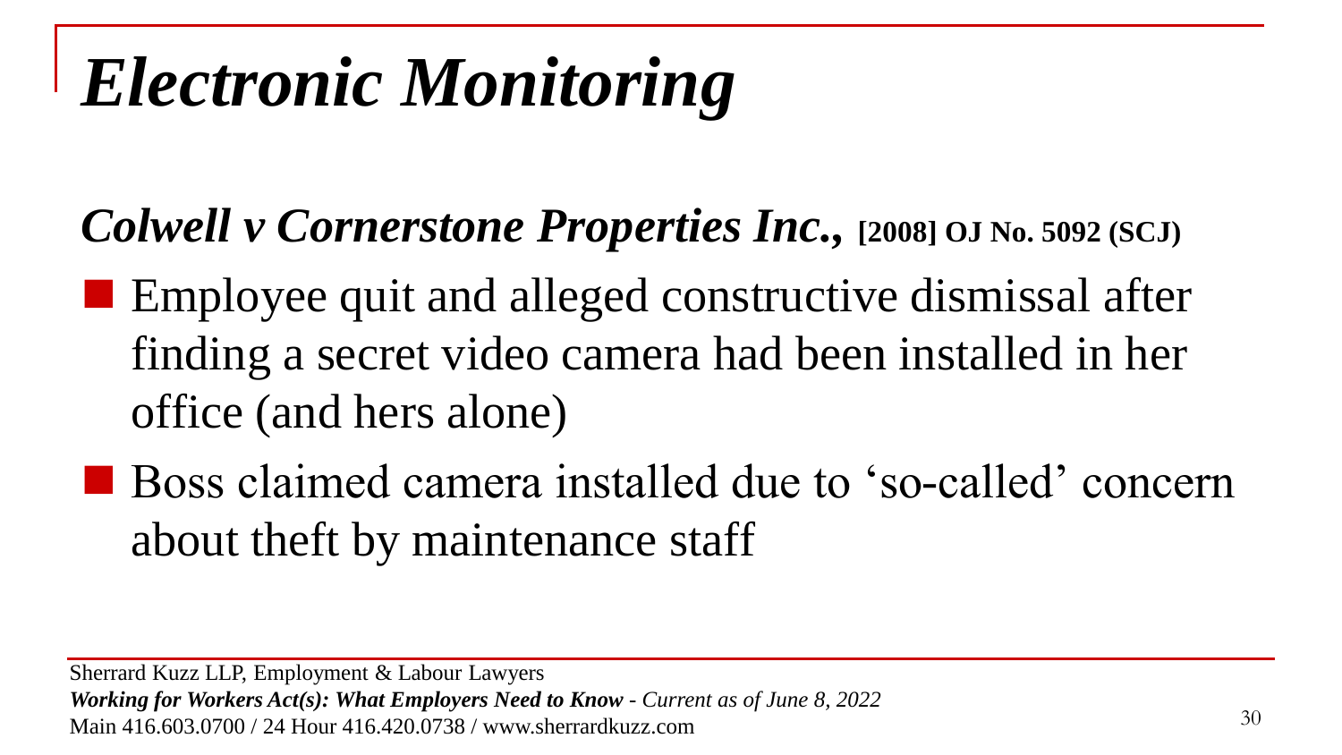# *Electronic Monitoring*

***Colwell v Cornerstone Properties Inc.*, [2008] OJ No. 5092 (SCJ)**

- Employee quit and alleged constructive dismissal after finding a secret video camera had been installed in her office (and hers alone)
- Boss claimed camera installed due to 'so-called' concern about theft by maintenance staff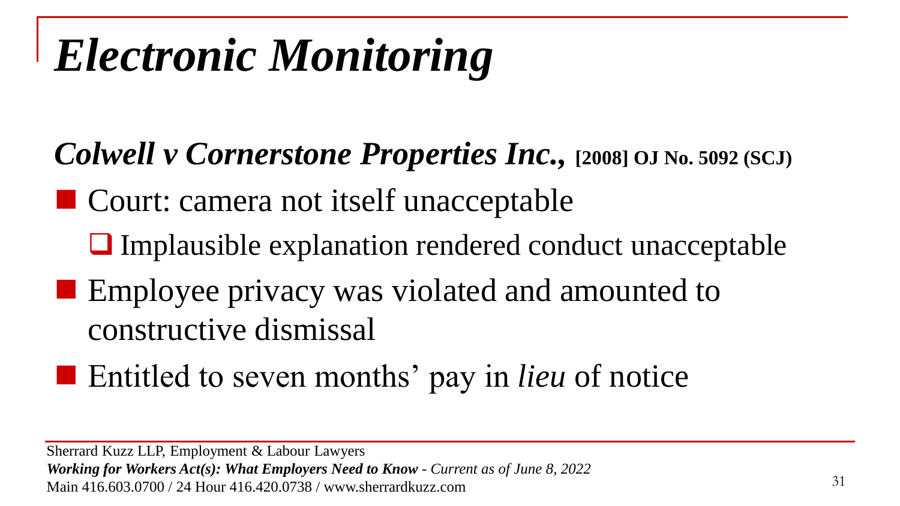# *Electronic Monitoring*

***Colwell v Cornerstone Properties Inc.*, [2008] OJ No. 5092 (SCJ)**

- Court: camera not itself unacceptable
  - Implausible explanation rendered conduct unacceptable
- Employee privacy was violated and amounted to constructive dismissal
- Entitled to seven months' pay in *lieu* of notice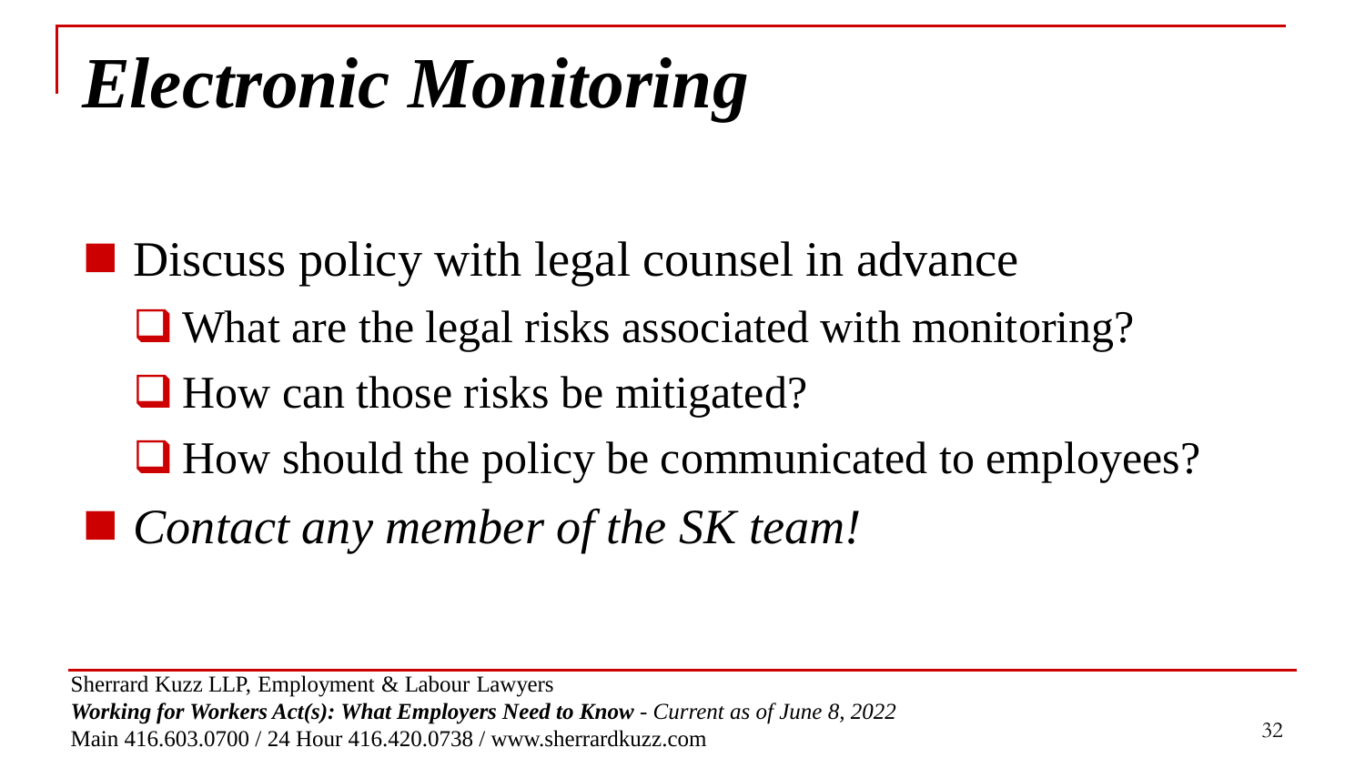# *Electronic Monitoring*

- Discuss policy with legal counsel in advance
  - What are the legal risks associated with monitoring?
  - How can those risks be mitigated?
  - How should the policy be communicated to employees?
- *Contact any member of the SK team!*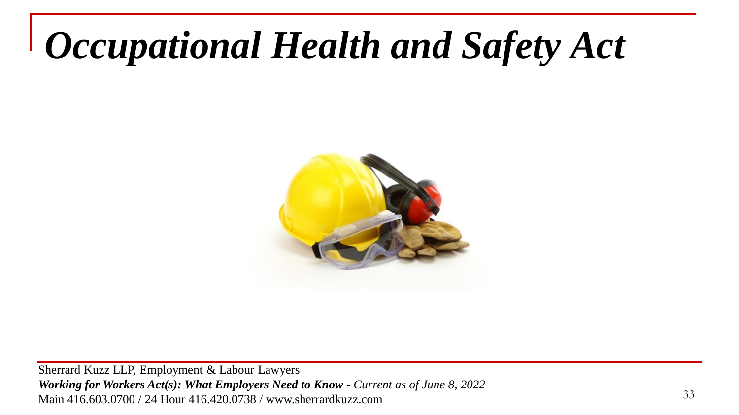# *Occupational Health and Safety Act*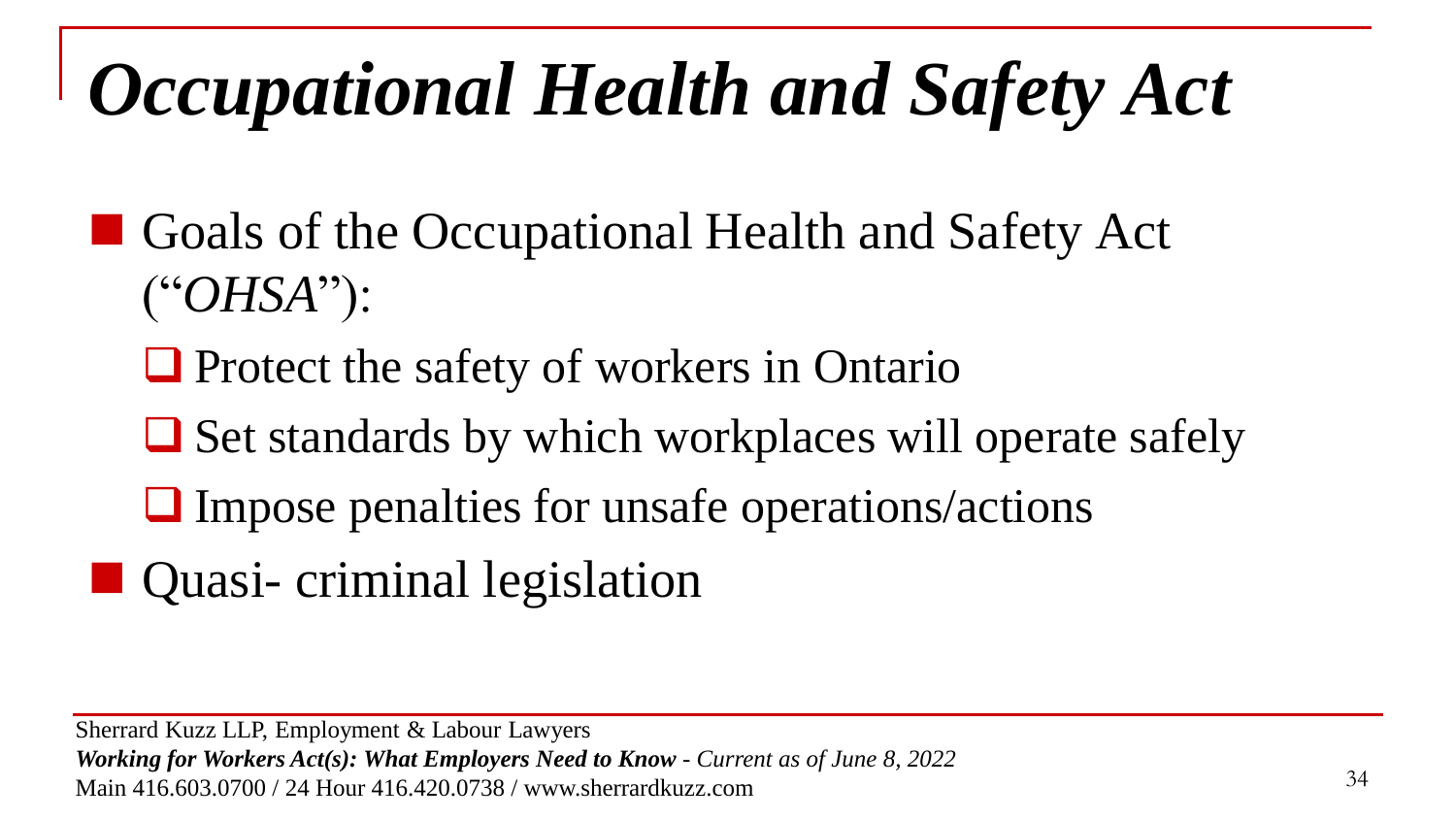# *Occupational Health and Safety Act*

- Goals of the Occupational Health and Safety Act ("*OHSA*"):
  - Protect the safety of workers in Ontario
  - Set standards by which workplaces will operate safely
  - Impose penalties for unsafe operations/actions
- Quasi- criminal legislation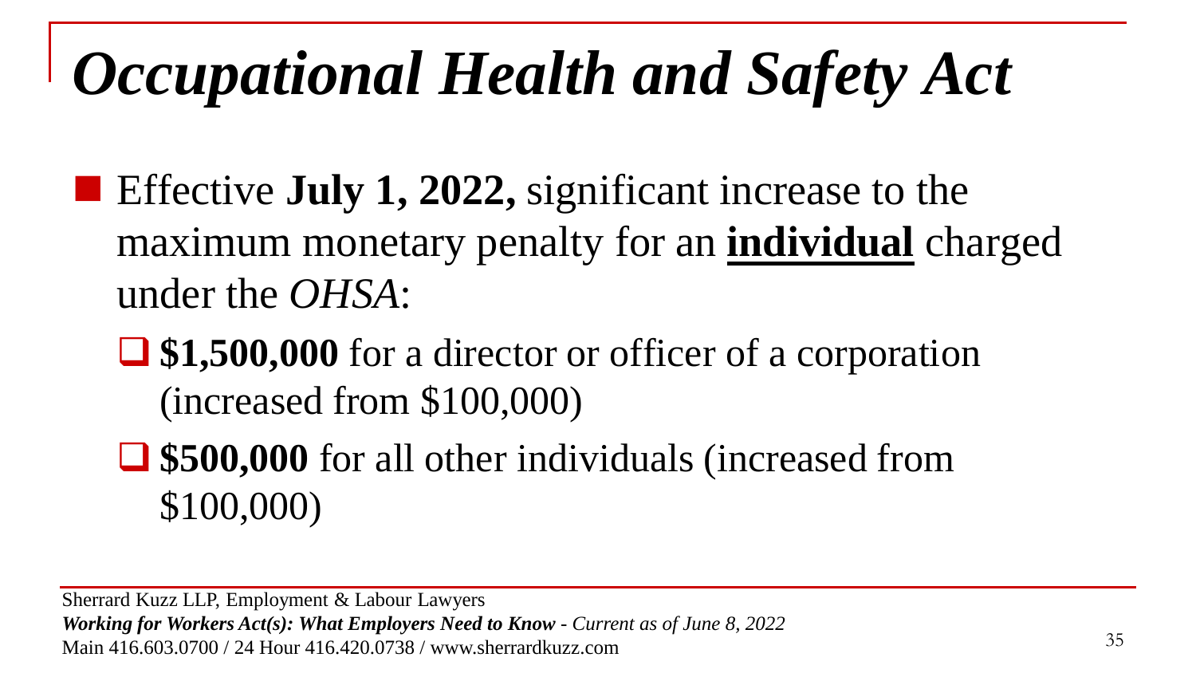# *Occupational Health and Safety Act*

- Effective **July 1, 2022,** significant increase to the maximum monetary penalty for an <u>**individual**</u> charged under the *OHSA*:
  - **$1,500,000** for a director or officer of a corporation (increased from $100,000)
  - **$500,000** for all other individuals (increased from $100,000)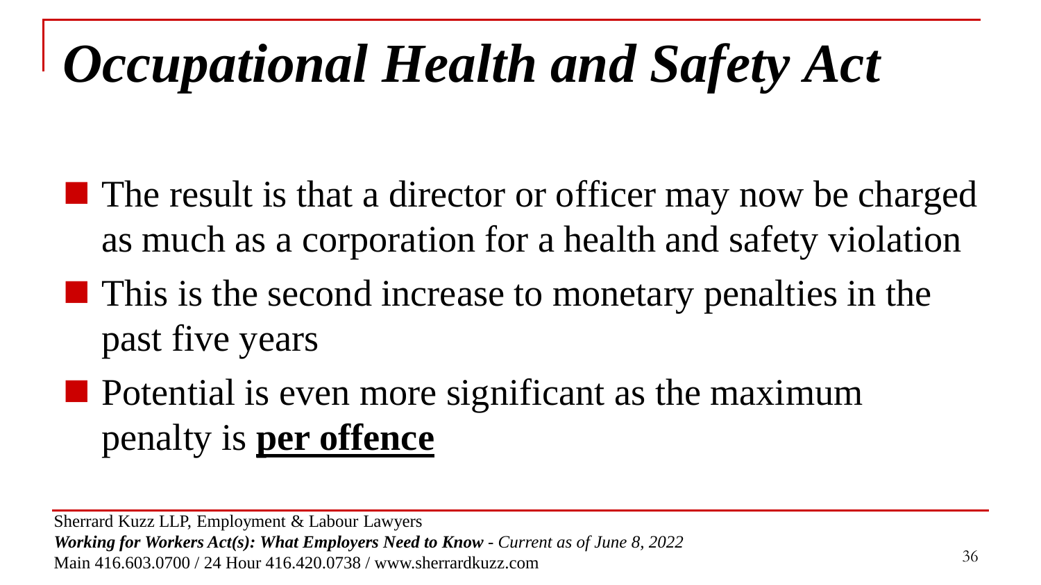# *Occupational Health and Safety Act*

- The result is that a director or officer may now be charged as much as a corporation for a health and safety violation
- This is the second increase to monetary penalties in the past five years
- Potential is even more significant as the maximum penalty is **<u>per offence</u>**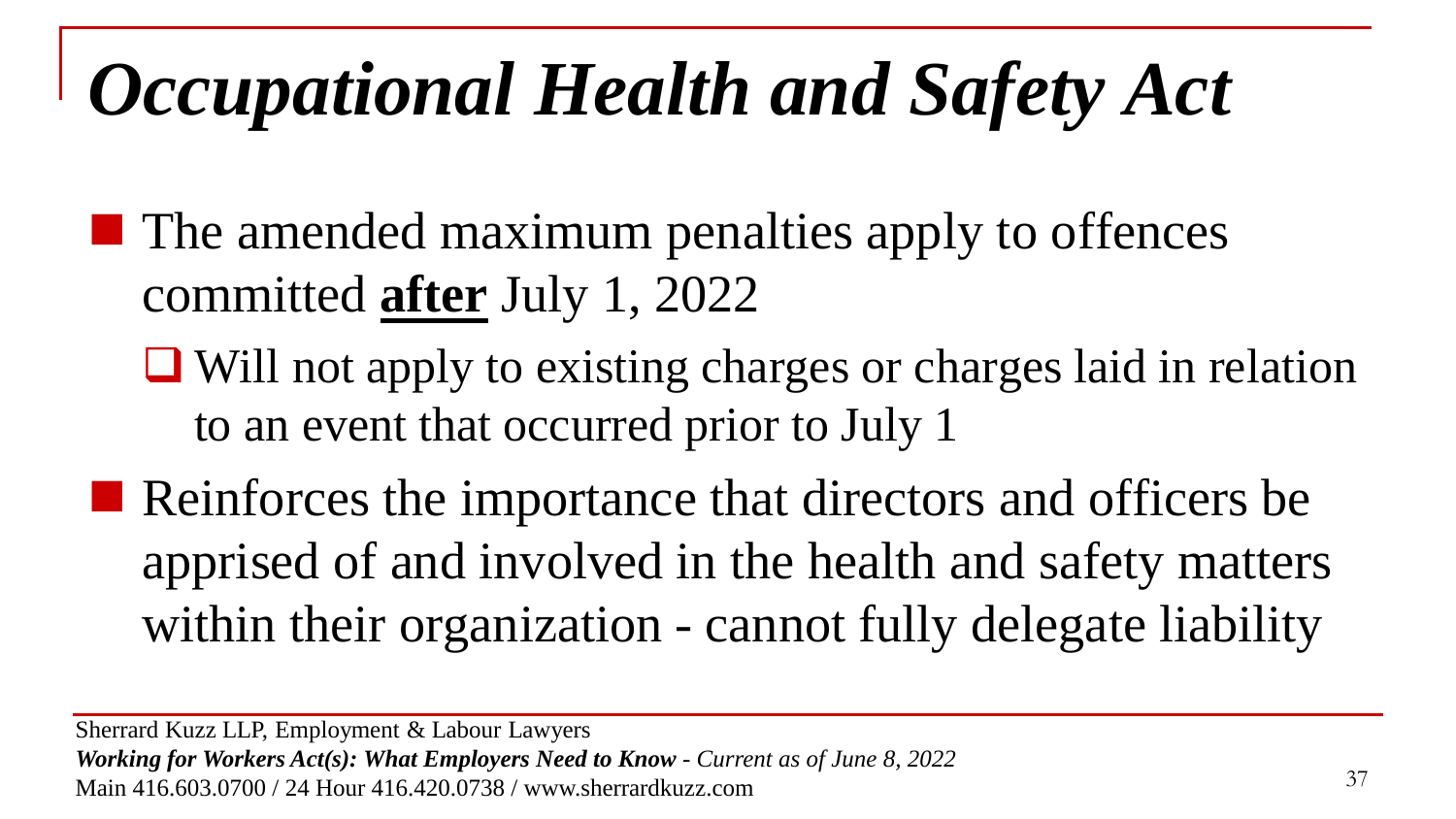# *Occupational Health and Safety Act*

- The amended maximum penalties apply to offences committed **<u>after</u>** July 1, 2022
  - Will not apply to existing charges or charges laid in relation to an event that occurred prior to July 1
- Reinforces the importance that directors and officers be apprised of and involved in the health and safety matters within their organization - cannot fully delegate liability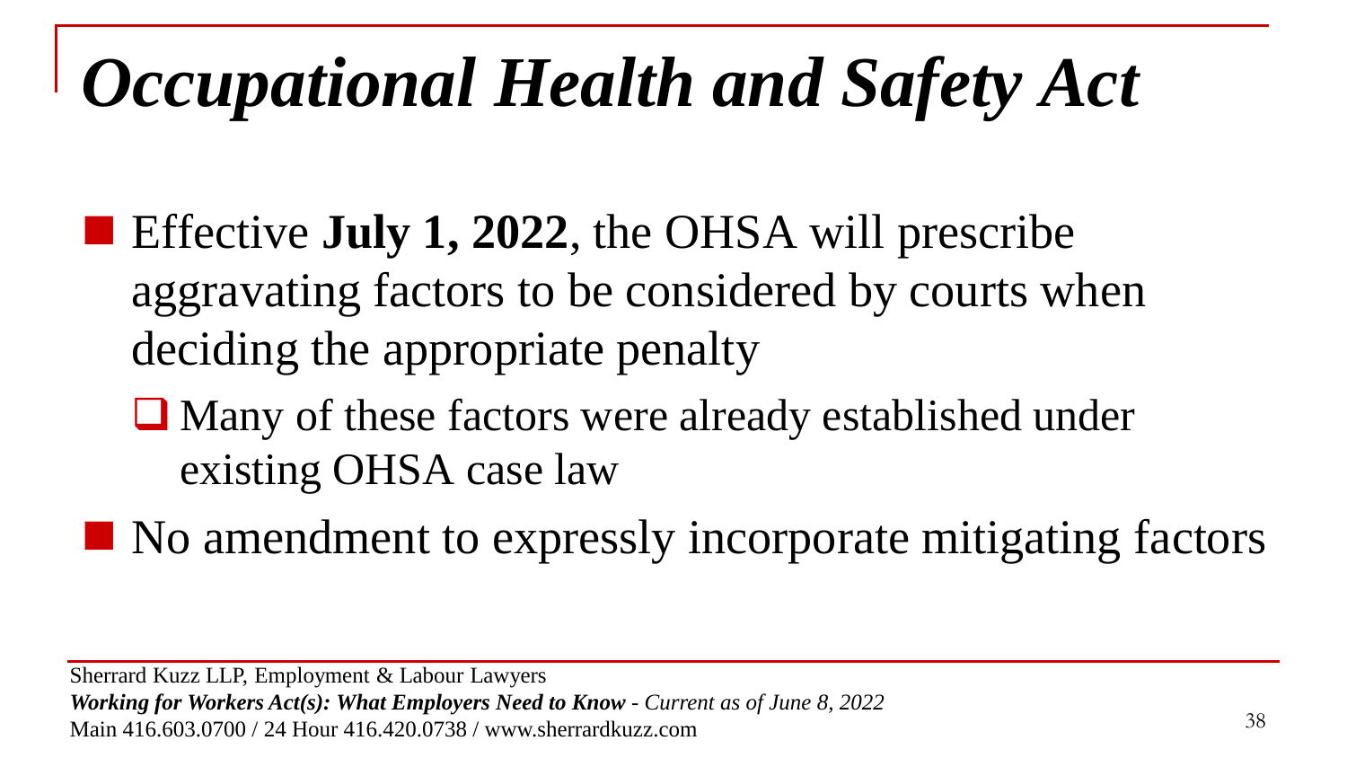# *Occupational Health and Safety Act*

- Effective **July 1, 2022**, the OHSA will prescribe aggravating factors to be considered by courts when deciding the appropriate penalty
  - Many of these factors were already established under existing OHSA case law
- No amendment to expressly incorporate mitigating factors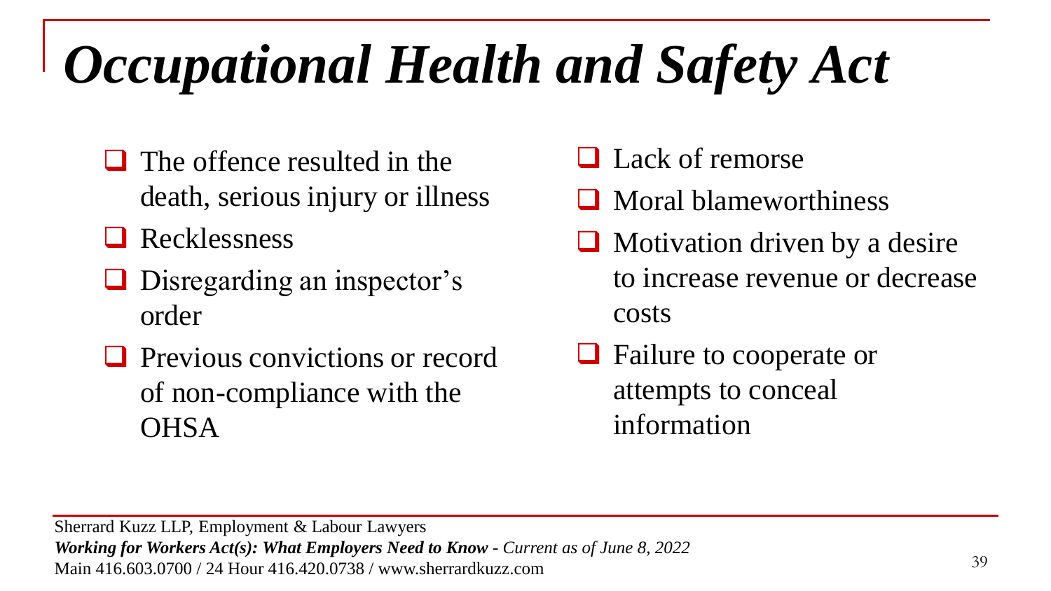# *Occupational Health and Safety Act*

- The offence resulted in the death, serious injury or illness
- Recklessness
- Disregarding an inspector's order
- Previous convictions or record of non-compliance with the OHSA
- Lack of remorse
- Moral blameworthiness
- Motivation driven by a desire to increase revenue or decrease costs
- Failure to cooperate or attempts to conceal information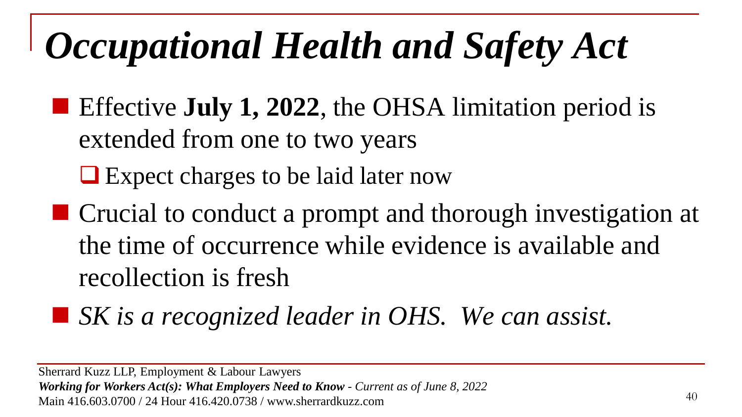# *Occupational Health and Safety Act*

- Effective **July 1, 2022**, the OHSA limitation period is extended from one to two years
  - Expect charges to be laid later now
- Crucial to conduct a prompt and thorough investigation at the time of occurrence while evidence is available and recollection is fresh
- *SK is a recognized leader in OHS. We can assist.*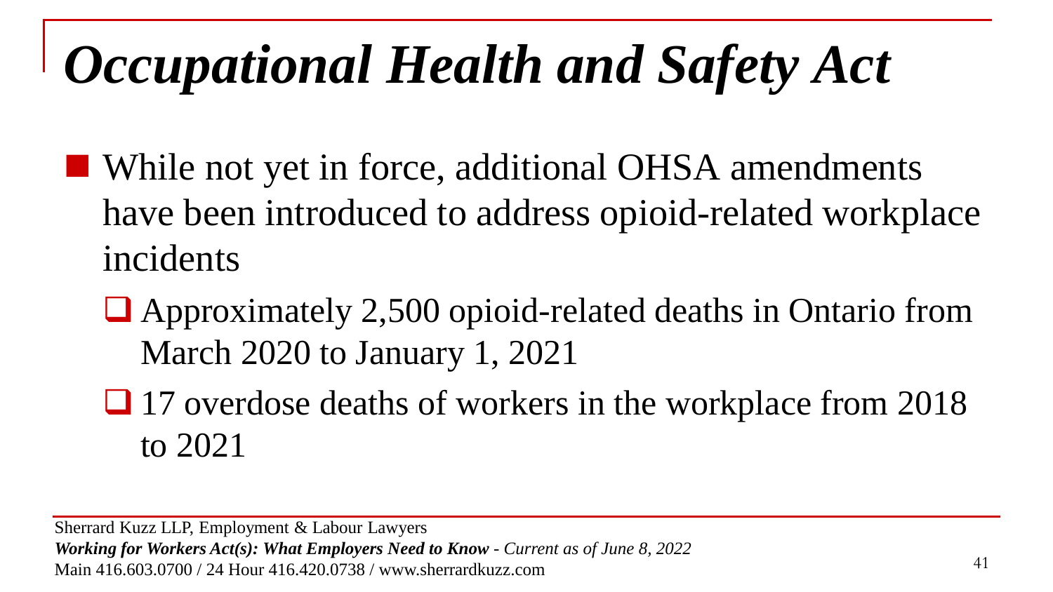# *Occupational Health and Safety Act*

- While not yet in force, additional OHSA amendments have been introduced to address opioid-related workplace incidents
  - Approximately 2,500 opioid-related deaths in Ontario from March 2020 to January 1, 2021
  - 17 overdose deaths of workers in the workplace from 2018 to 2021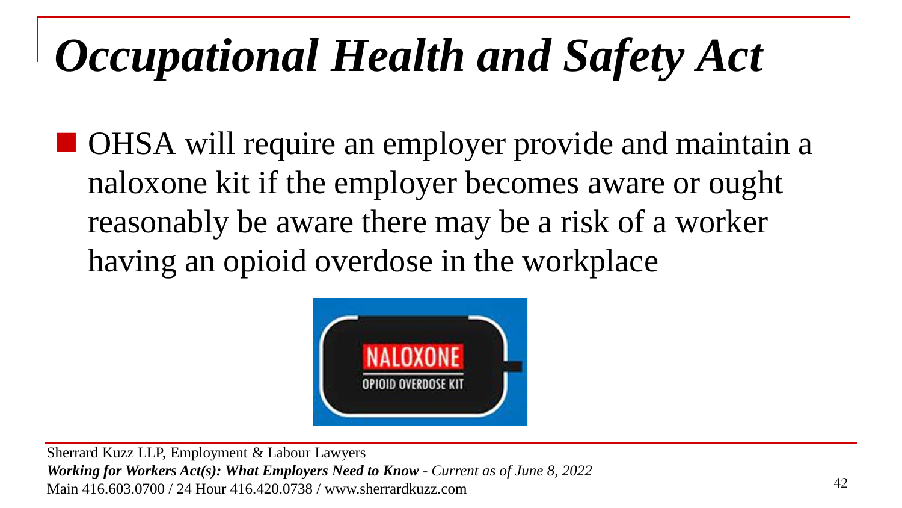# *Occupational Health and Safety Act*

- OHSA will require an employer provide and maintain a naloxone kit if the employer becomes aware or ought reasonably be aware there may be a risk of a worker having an opioid overdose in the workplace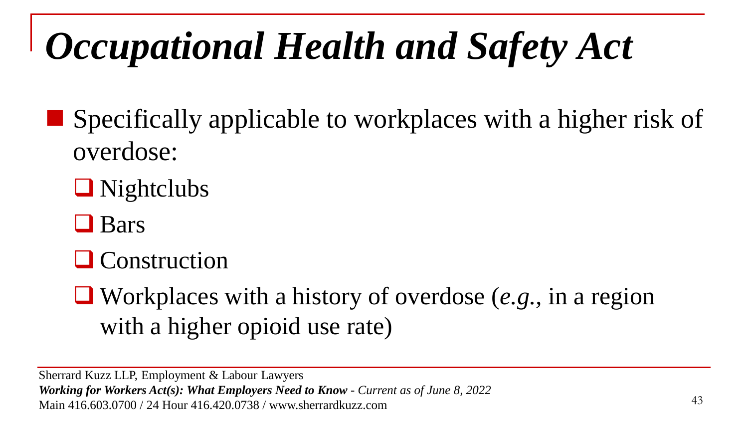# *Occupational Health and Safety Act*

- Specifically applicable to workplaces with a higher risk of overdose:
  - Nightclubs
  - Bars
  - Construction
  - Workplaces with a history of overdose (*e.g.*, in a region with a higher opioid use rate)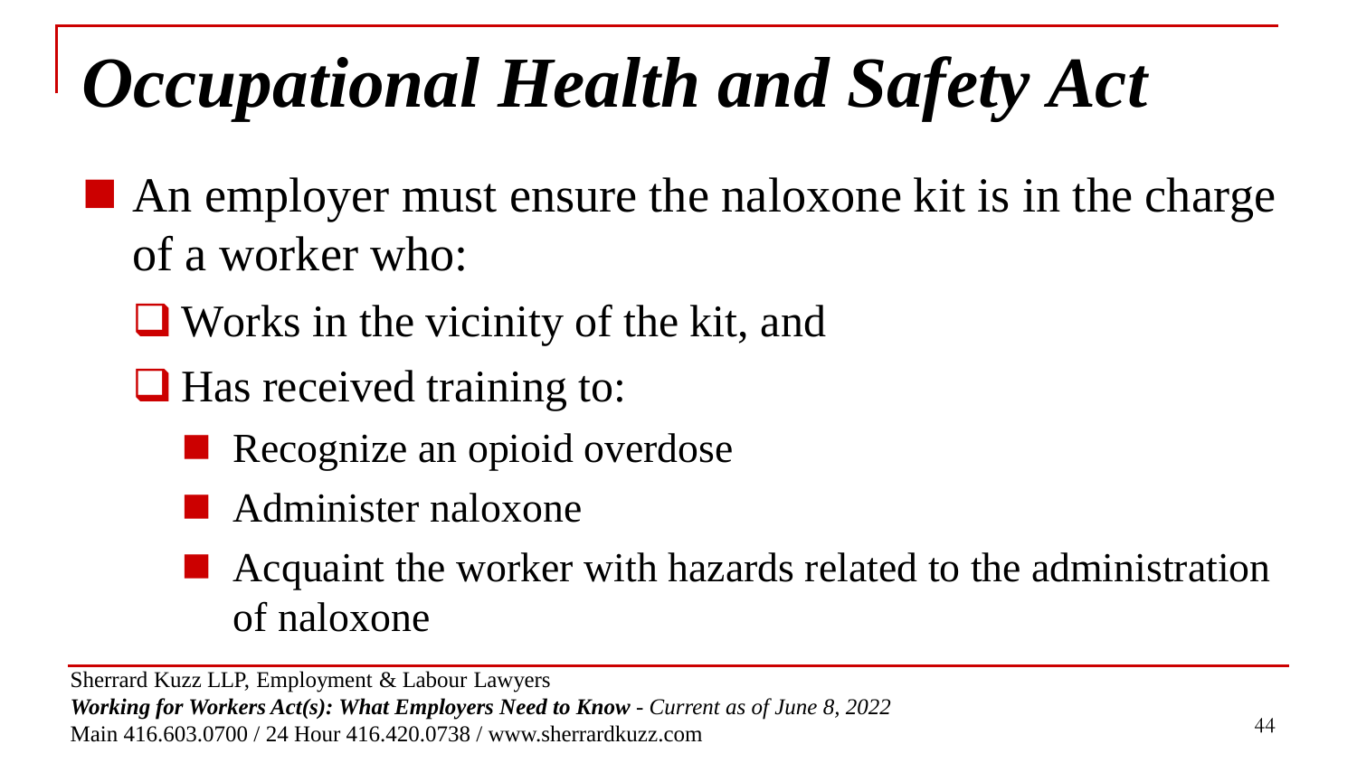# *Occupational Health and Safety Act*

- An employer must ensure the naloxone kit is in the charge of a worker who:
  - Works in the vicinity of the kit, and
  - Has received training to:
    - Recognize an opioid overdose
    - Administer naloxone
    - Acquaint the worker with hazards related to the administration of naloxone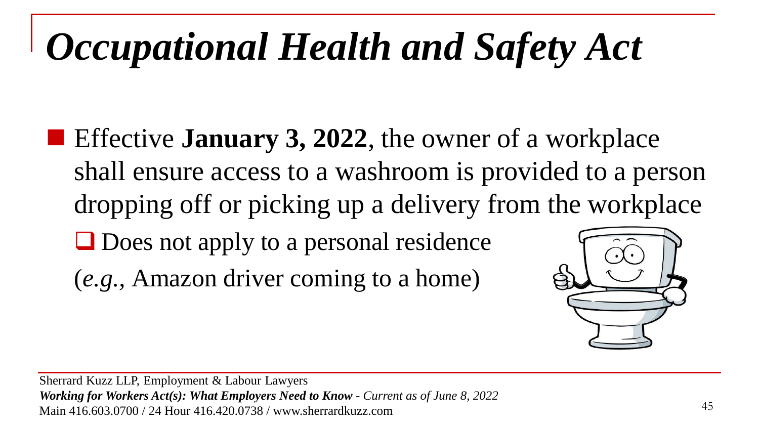# *Occupational Health and Safety Act*

- Effective **January 3, 2022**, the owner of a workplace shall ensure access to a washroom is provided to a person dropping off or picking up a delivery from the workplace
  - Does not apply to a personal residence (*e.g.,* Amazon driver coming to a home)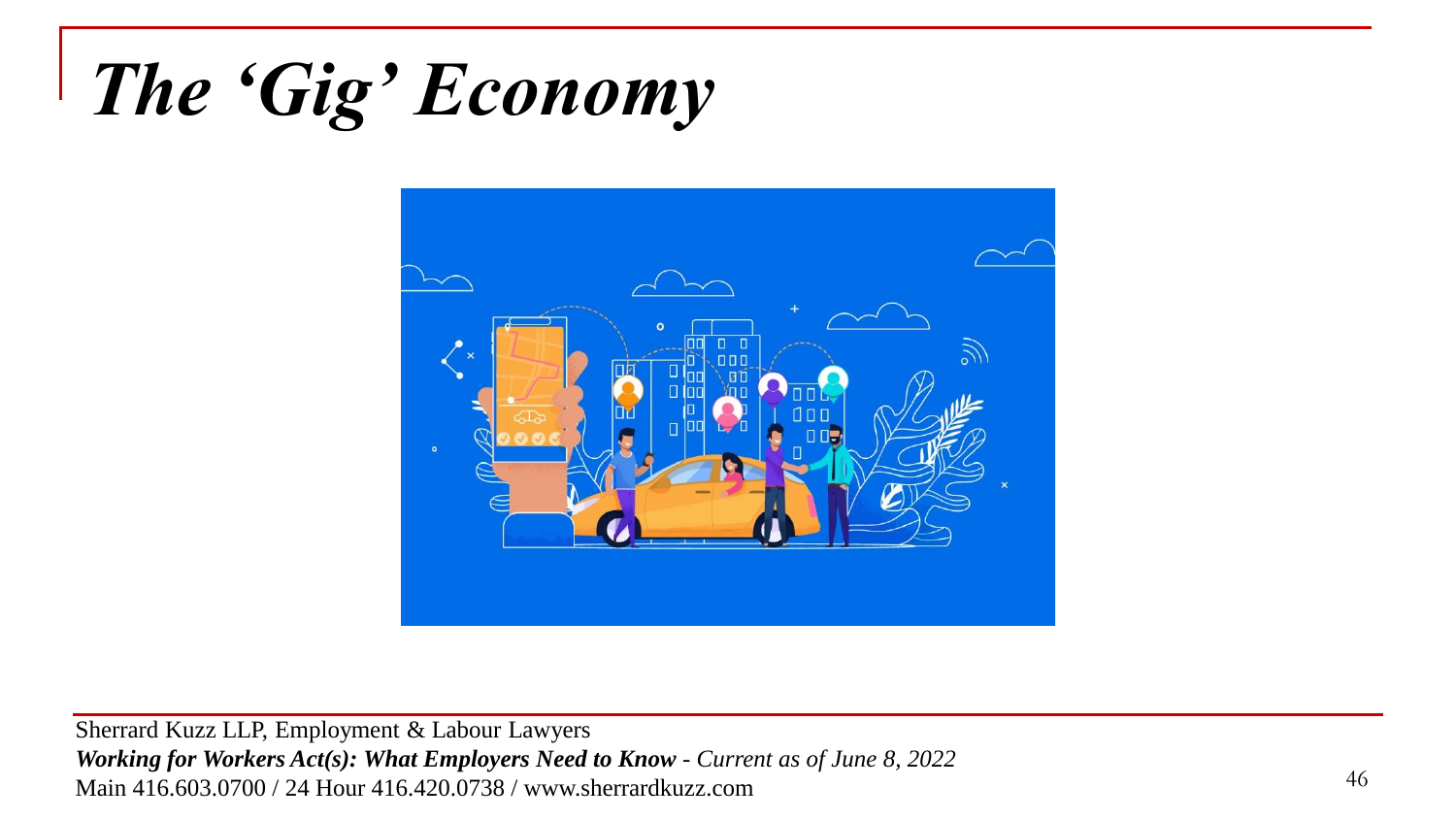# *The 'Gig' Economy*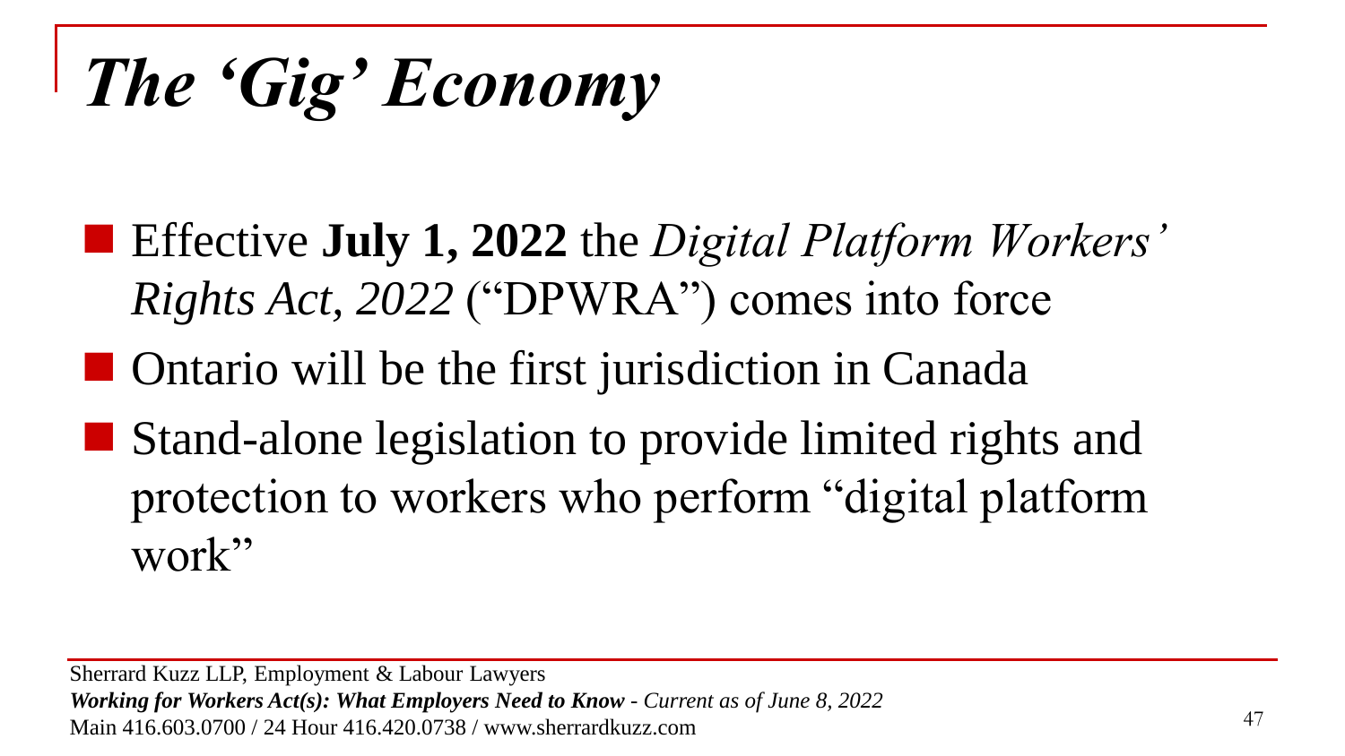# *The 'Gig' Economy*

- Effective **July 1, 2022** the *Digital Platform Workers' Rights Act, 2022* ("DPWRA") comes into force
- Ontario will be the first jurisdiction in Canada
- Stand-alone legislation to provide limited rights and protection to workers who perform "digital platform work"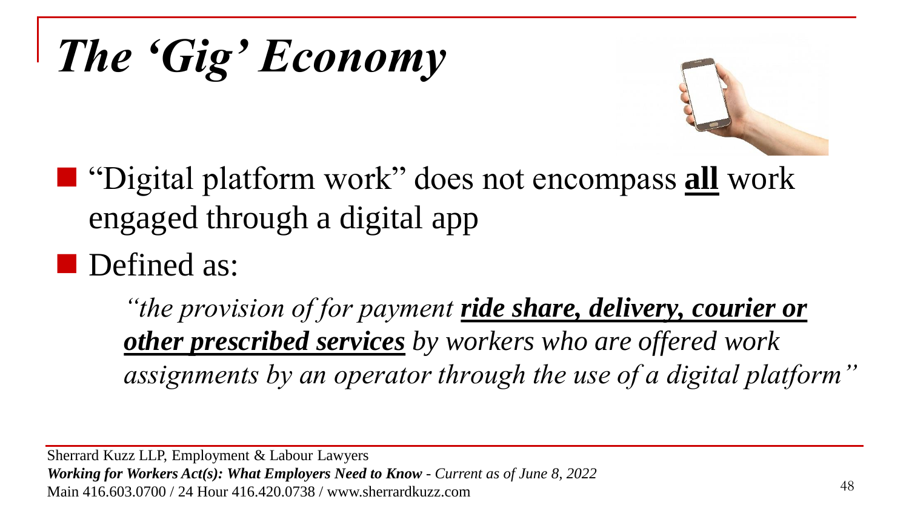# *The 'Gig' Economy*

- "Digital platform work" does not encompass **<u>all</u>** work engaged through a digital app
- Defined as:

  *"the provision of for payment **<u>ride share, delivery, courier or other prescribed services</u>** by workers who are offered work assignments by an operator through the use of a digital platform"*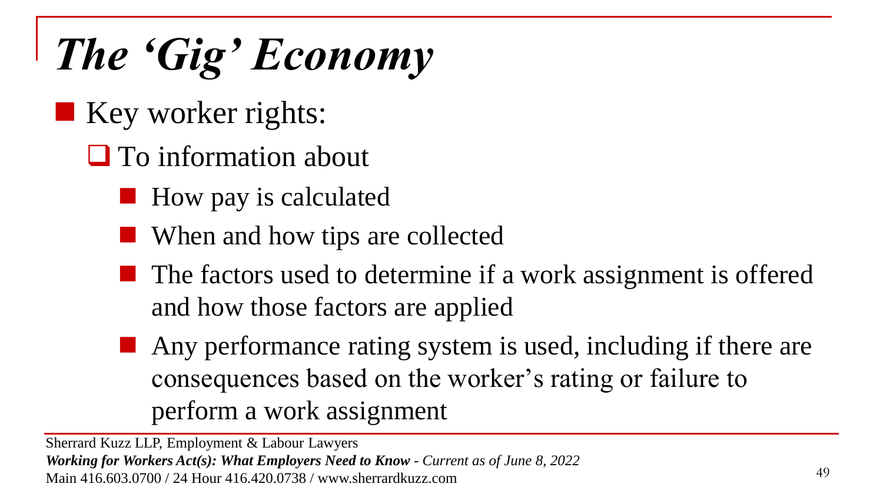# *The 'Gig' Economy*

- Key worker rights:
  - To information about
    - How pay is calculated
    - When and how tips are collected
    - The factors used to determine if a work assignment is offered and how those factors are applied
    - Any performance rating system is used, including if there are consequences based on the worker's rating or failure to perform a work assignment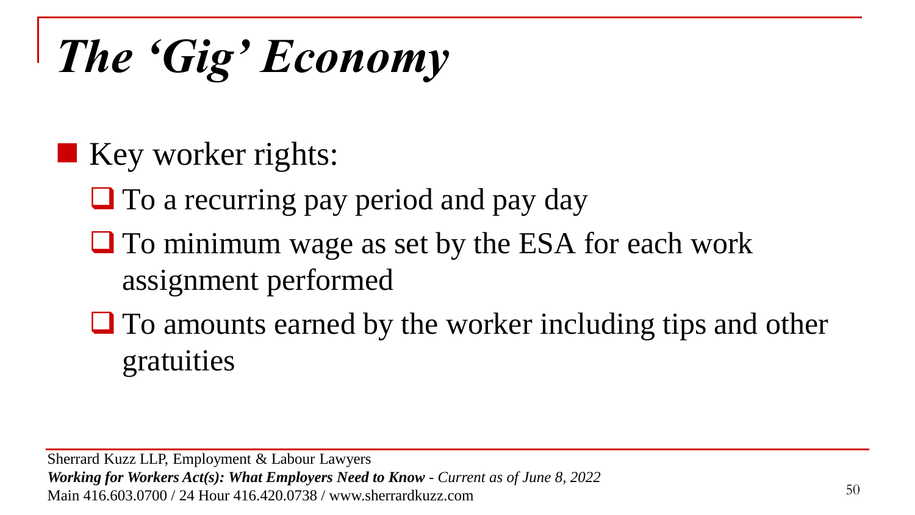# *The 'Gig' Economy*

- Key worker rights:
  - To a recurring pay period and pay day
  - To minimum wage as set by the ESA for each work assignment performed
  - To amounts earned by the worker including tips and other gratuities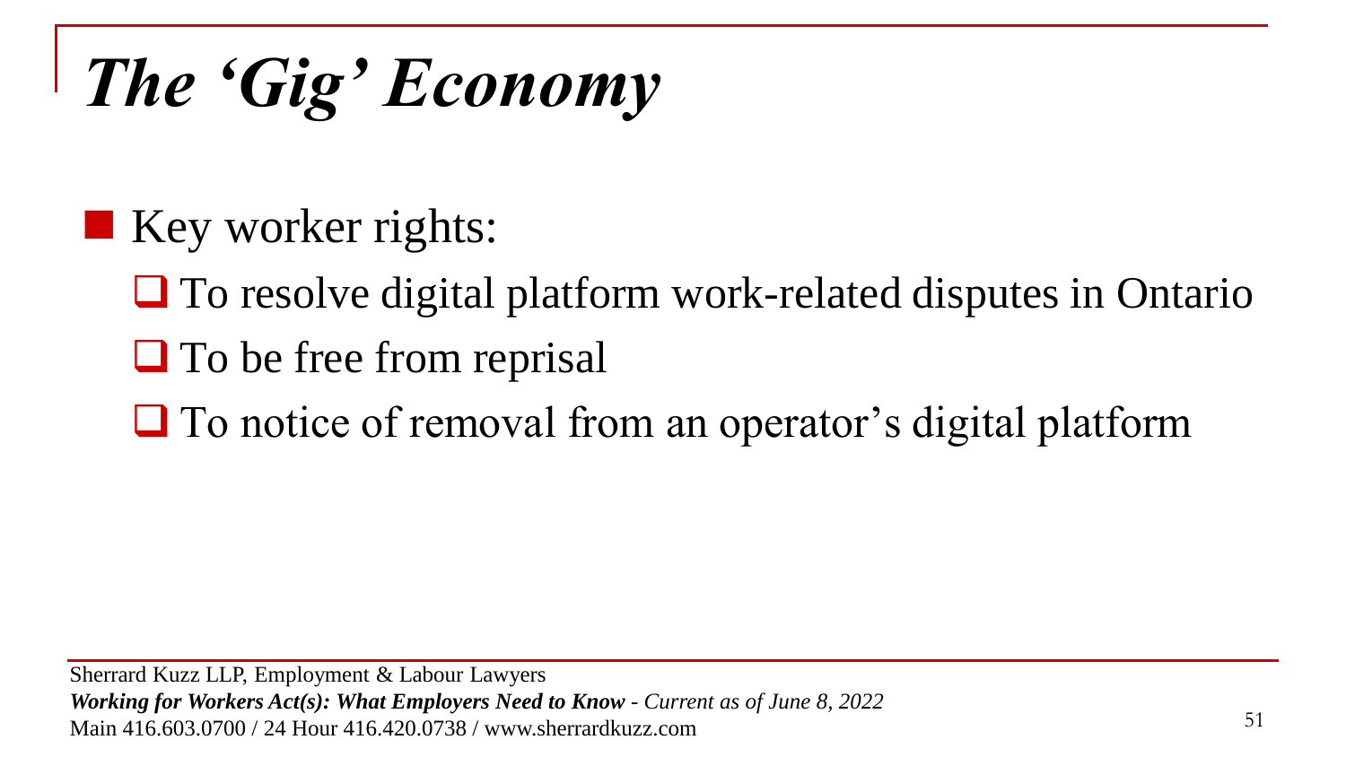# *The 'Gig' Economy*

- Key worker rights:
  - To resolve digital platform work-related disputes in Ontario
  - To be free from reprisal
  - To notice of removal from an operator's digital platform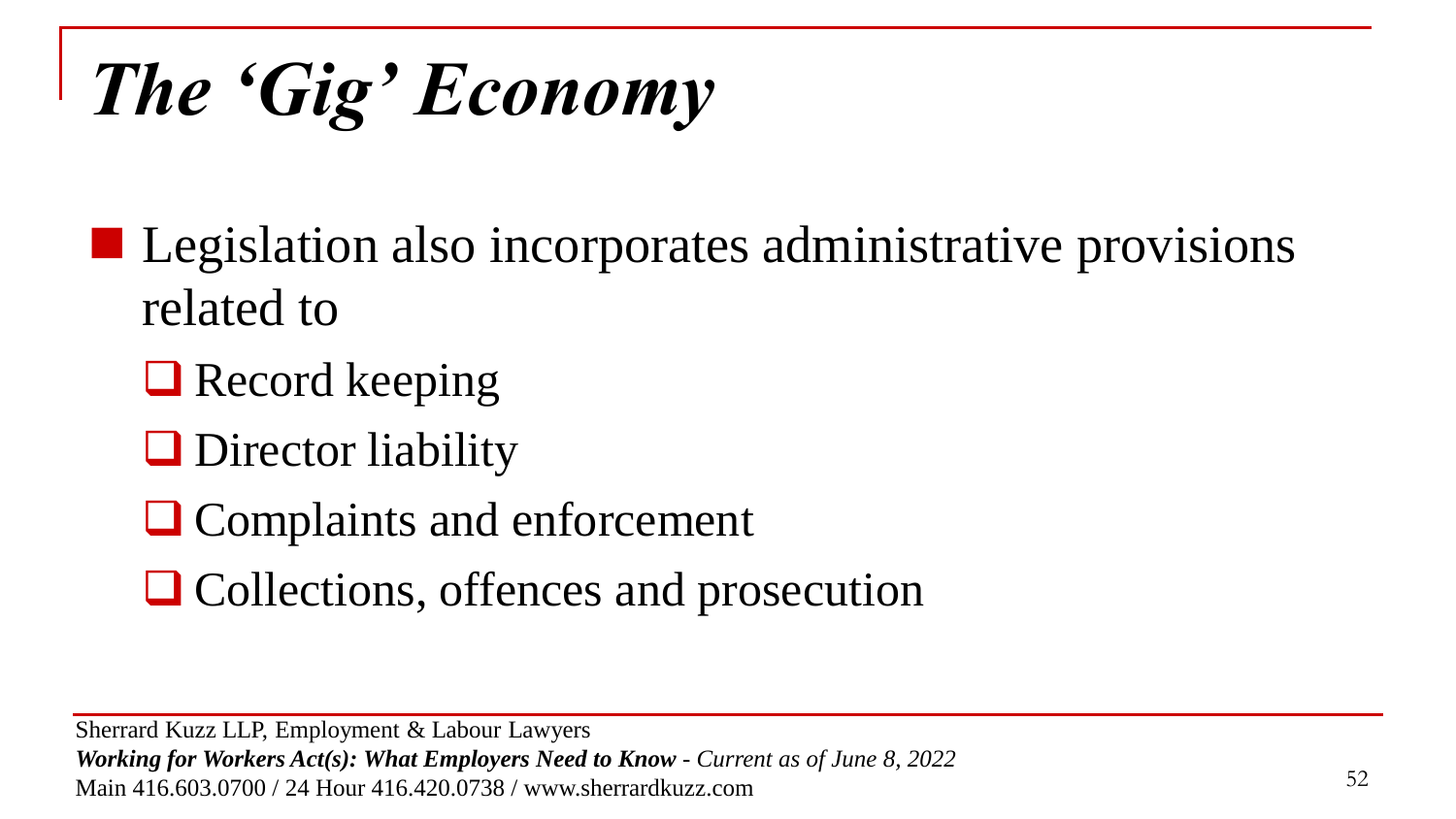# *The 'Gig' Economy*

- Legislation also incorporates administrative provisions related to
  - Record keeping
  - Director liability
  - Complaints and enforcement
  - Collections, offences and prosecution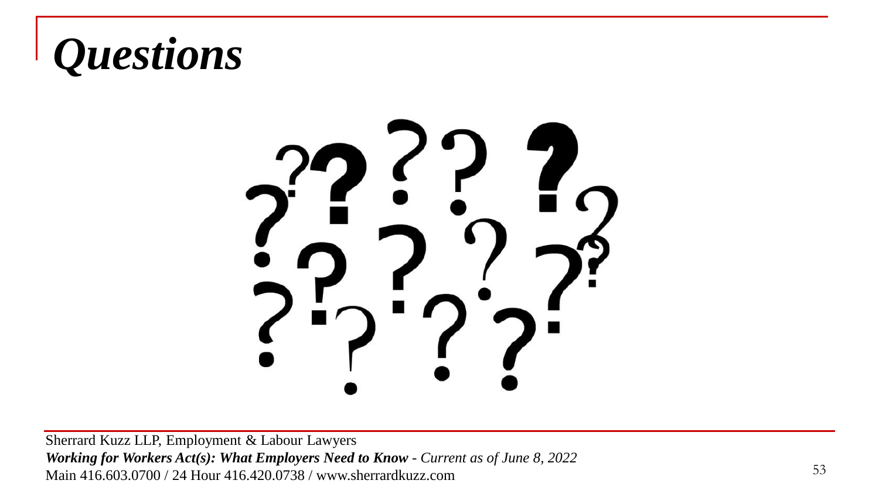# *Questions*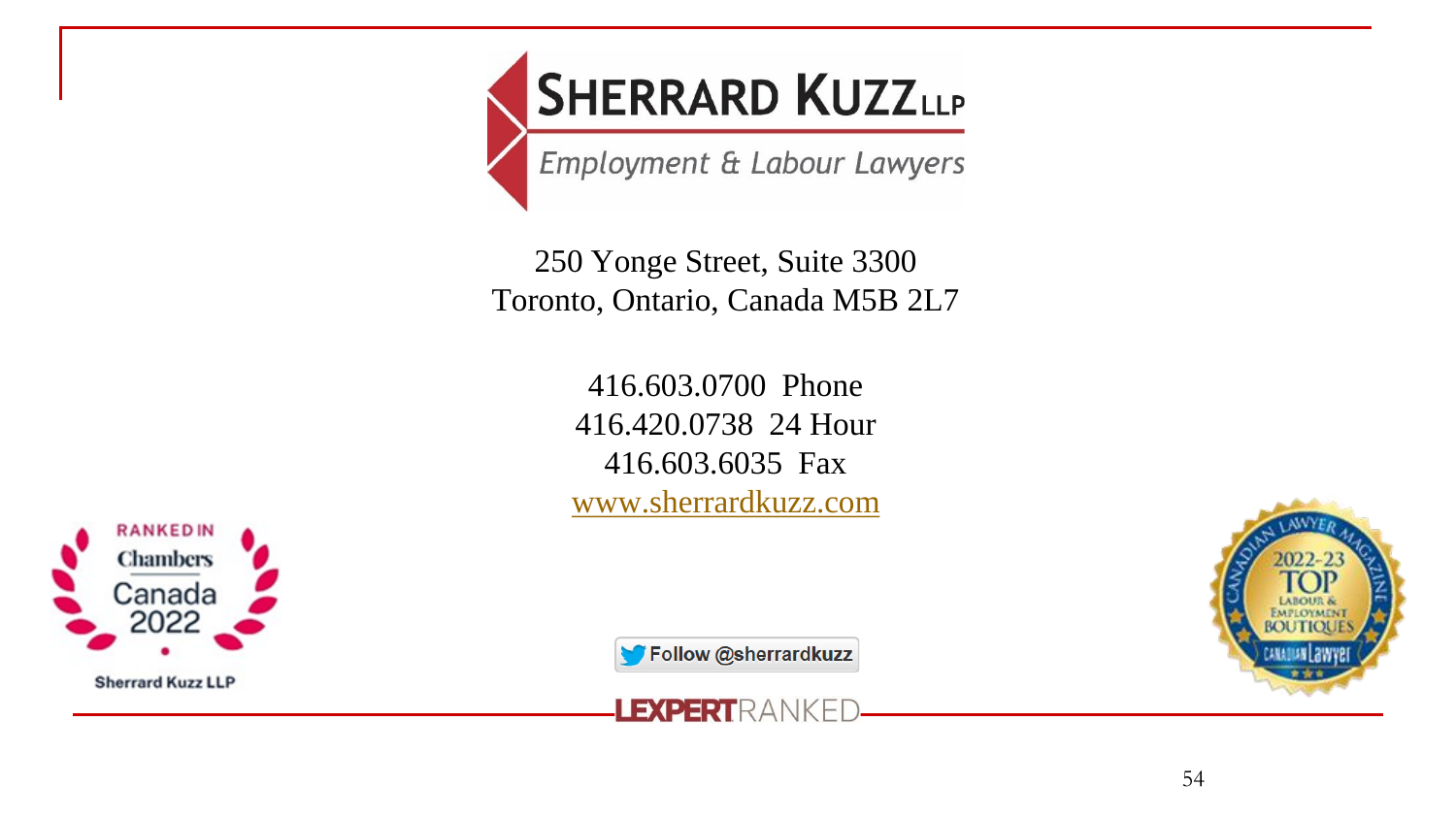# SHERRARD KUZZ LLP

*Employment & Labour Lawyers*

250 Yonge Street, Suite 3300
Toronto, Ontario, Canada M5B 2L7

416.603.0700 Phone
416.420.0738 24 Hour
416.603.6035 Fax
www.sherrardkuzz.com

RANKED IN Chambers Canada 2022 — Sherrard Kuzz LLP

Follow @sherrardkuzz

LEXPERT RANKED

Canadian Lawyer Magazine 2022-23 TOP Labour & Employment Boutiques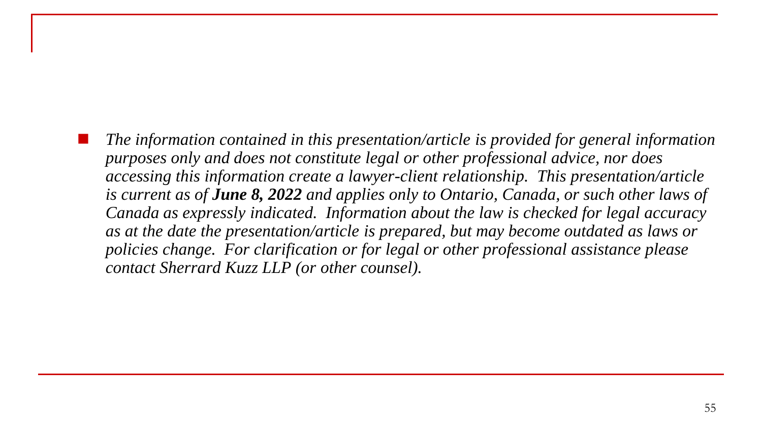- *The information contained in this presentation/article is provided for general information purposes only and does not constitute legal or other professional advice, nor does accessing this information create a lawyer-client relationship. This presentation/article is current as of **June 8, 2022** and applies only to Ontario, Canada, or such other laws of Canada as expressly indicated. Information about the law is checked for legal accuracy as at the date the presentation/article is prepared, but may become outdated as laws or policies change. For clarification or for legal or other professional assistance please contact Sherrard Kuzz LLP (or other counsel).*